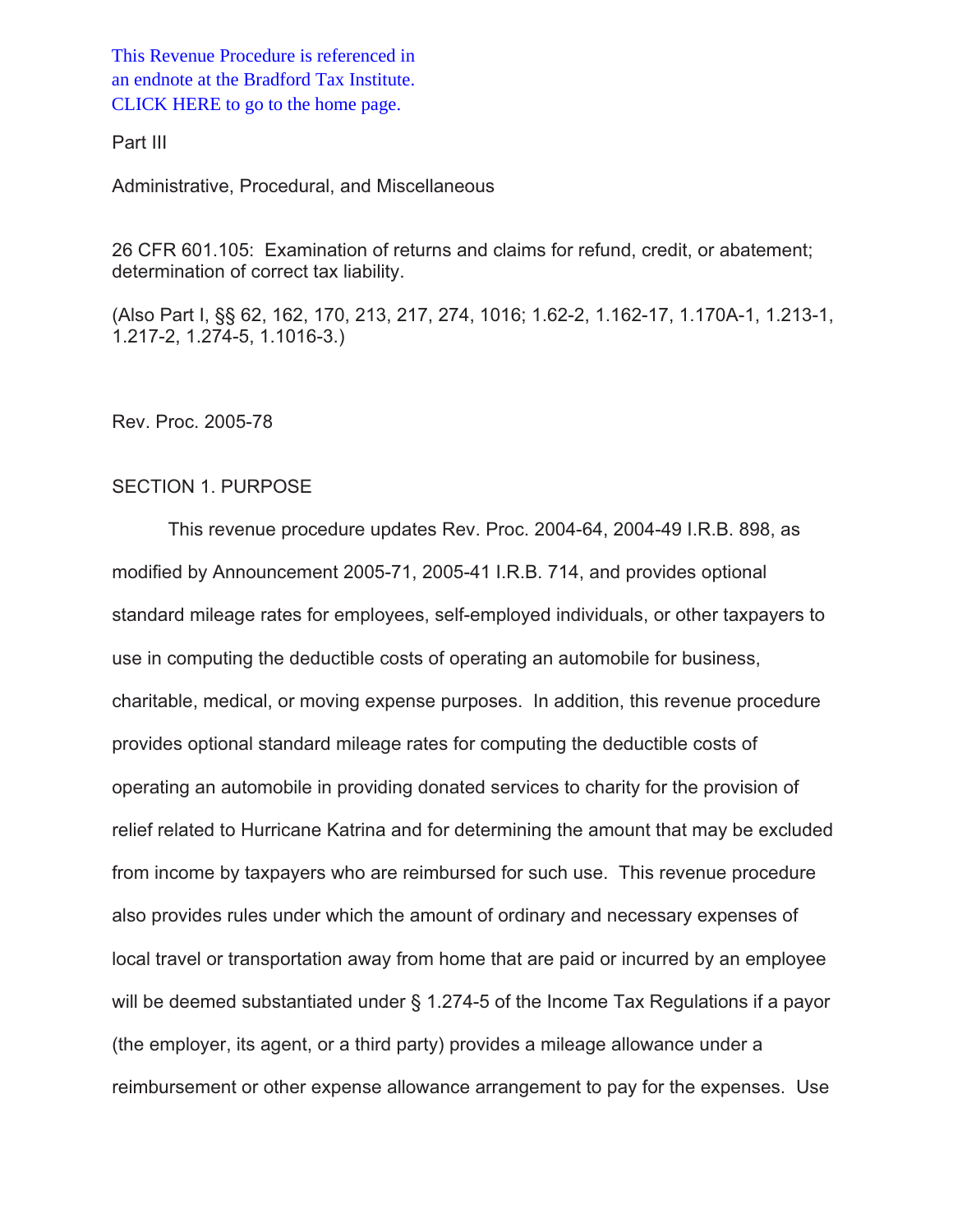This Revenue Procedure is referenced in an endnote at the Bradford Tax Institute. CLICK HERE to go to the home page.

Part III

Administrative, Procedural, and Miscellaneous

26 CFR 601.105: Examination of returns and claims for refund, credit, or abatement; determination of correct tax liability.

(Also Part I, §§ 62, 162, 170, 213, 217, 274, 1016; 1.62-2, 1.162-17, 1.170A-1, 1.213-1, 1.217-2, 1.274-5, 1.1016-3.)

Rev. Proc. 2005-78

## SECTION 1. PURPOSE

This revenue procedure updates Rev. Proc. 2004-64, 2004-49 I.R.B. 898, as modified by Announcement 2005-71, 2005-41 I.R.B. 714, and provides optional standard mileage rates for employees, self-employed individuals, or other taxpayers to use in computing the deductible costs of operating an automobile for business, charitable, medical, or moving expense purposes. In addition, this revenue procedure provides optional standard mileage rates for computing the deductible costs of operating an automobile in providing donated services to charity for the provision of relief related to Hurricane Katrina and for determining the amount that may be excluded from income by taxpayers who are reimbursed for such use. This revenue procedure also provides rules under which the amount of ordinary and necessary expenses of local travel or transportation away from home that are paid or incurred by an employee will be deemed substantiated under § 1.274-5 of the Income Tax Regulations if a payor (the employer, its agent, or a third party) provides a mileage allowance under a reimbursement or other expense allowance arrangement to pay for the expenses. Use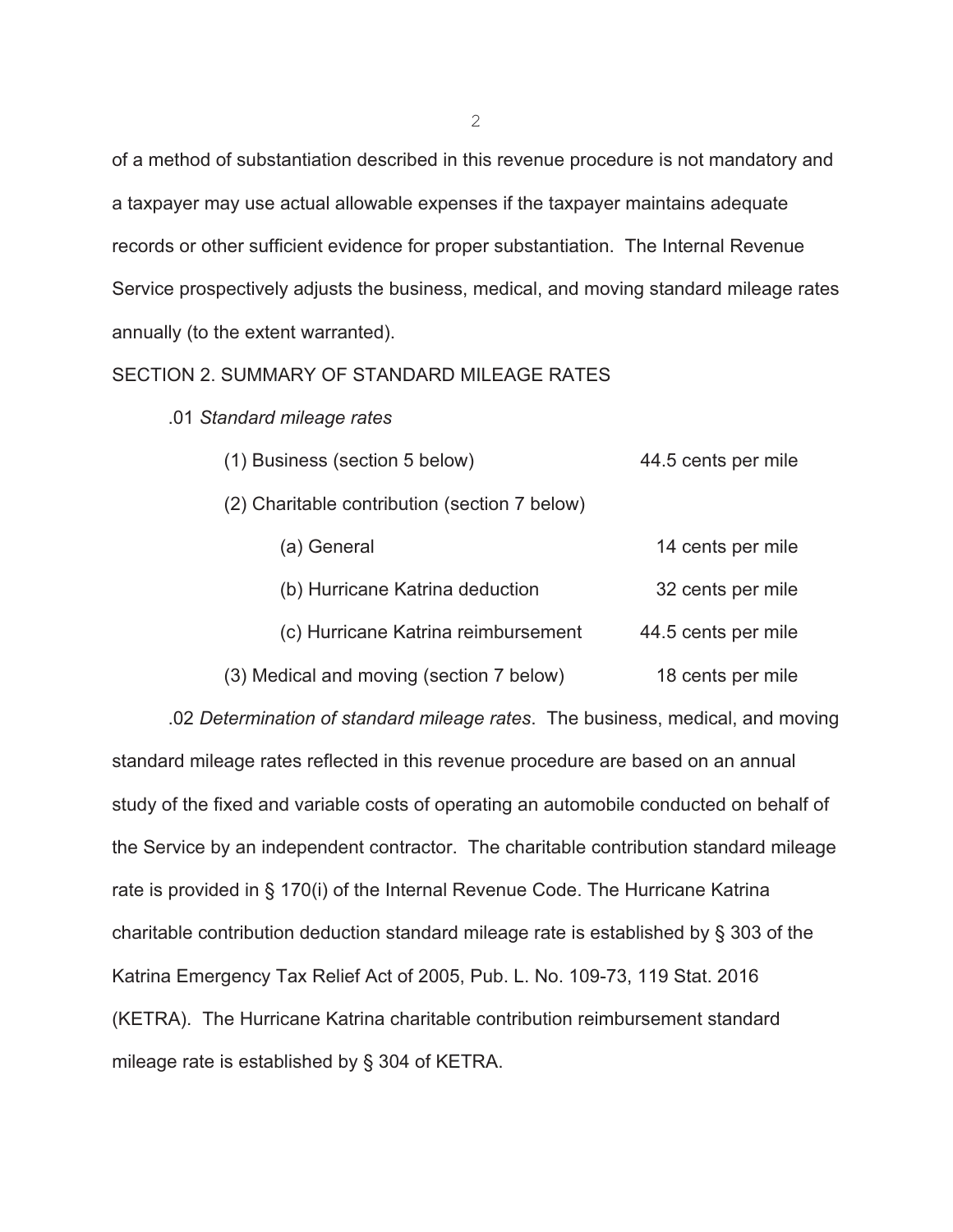of a method of substantiation described in this revenue procedure is not mandatory and a taxpayer may use actual allowable expenses if the taxpayer maintains adequate records or other sufficient evidence for proper substantiation. The Internal Revenue Service prospectively adjusts the business, medical, and moving standard mileage rates annually (to the extent warranted).

SECTION 2. SUMMARY OF STANDARD MILEAGE RATES

.01 *Standard mileage rates*

| | |
|---|---|
| (1) Business (section 5 below) | 44.5 cents per mile |
| (2) Charitable contribution (section 7 below) | |
| (a) General | 14 cents per mile |
| (b) Hurricane Katrina deduction | 32 cents per mile |
| (c) Hurricane Katrina reimbursement | 44.5 cents per mile |
| (3) Medical and moving (section 7 below) | 18 cents per mile |

.02 *Determination of standard mileage rates*. The business, medical, and moving standard mileage rates reflected in this revenue procedure are based on an annual study of the fixed and variable costs of operating an automobile conducted on behalf of the Service by an independent contractor. The charitable contribution standard mileage rate is provided in § 170(i) of the Internal Revenue Code. The Hurricane Katrina charitable contribution deduction standard mileage rate is established by § 303 of the Katrina Emergency Tax Relief Act of 2005, Pub. L. No. 109-73, 119 Stat. 2016 (KETRA). The Hurricane Katrina charitable contribution reimbursement standard mileage rate is established by § 304 of KETRA.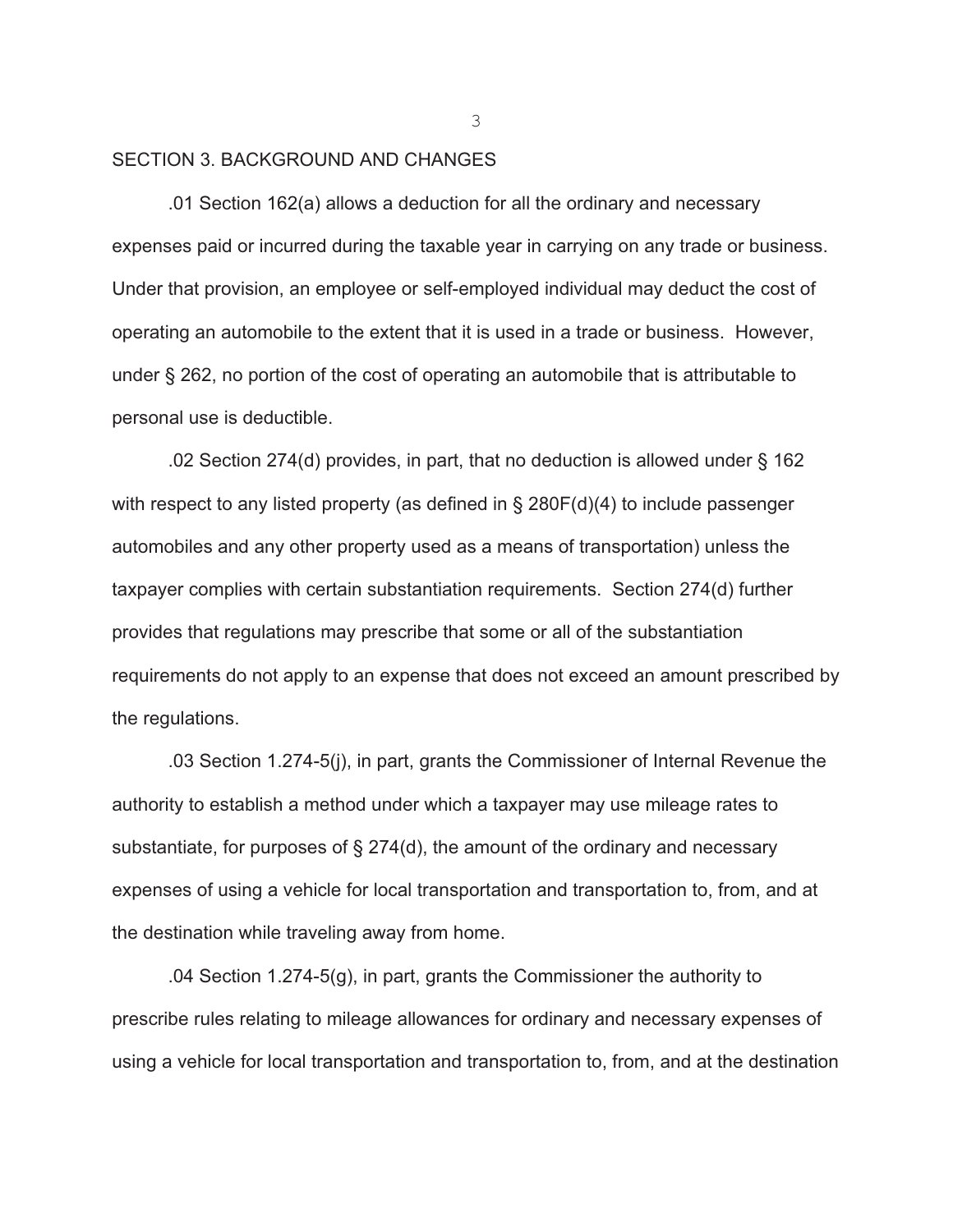## SECTION 3. BACKGROUND AND CHANGES

.01 Section 162(a) allows a deduction for all the ordinary and necessary expenses paid or incurred during the taxable year in carrying on any trade or business. Under that provision, an employee or self-employed individual may deduct the cost of operating an automobile to the extent that it is used in a trade or business. However, under § 262, no portion of the cost of operating an automobile that is attributable to personal use is deductible.

.02 Section 274(d) provides, in part, that no deduction is allowed under § 162 with respect to any listed property (as defined in § 280F(d)(4) to include passenger automobiles and any other property used as a means of transportation) unless the taxpayer complies with certain substantiation requirements. Section 274(d) further provides that regulations may prescribe that some or all of the substantiation requirements do not apply to an expense that does not exceed an amount prescribed by the regulations.

.03 Section 1.274-5(j), in part, grants the Commissioner of Internal Revenue the authority to establish a method under which a taxpayer may use mileage rates to substantiate, for purposes of § 274(d), the amount of the ordinary and necessary expenses of using a vehicle for local transportation and transportation to, from, and at the destination while traveling away from home.

.04 Section 1.274-5(g), in part, grants the Commissioner the authority to prescribe rules relating to mileage allowances for ordinary and necessary expenses of using a vehicle for local transportation and transportation to, from, and at the destination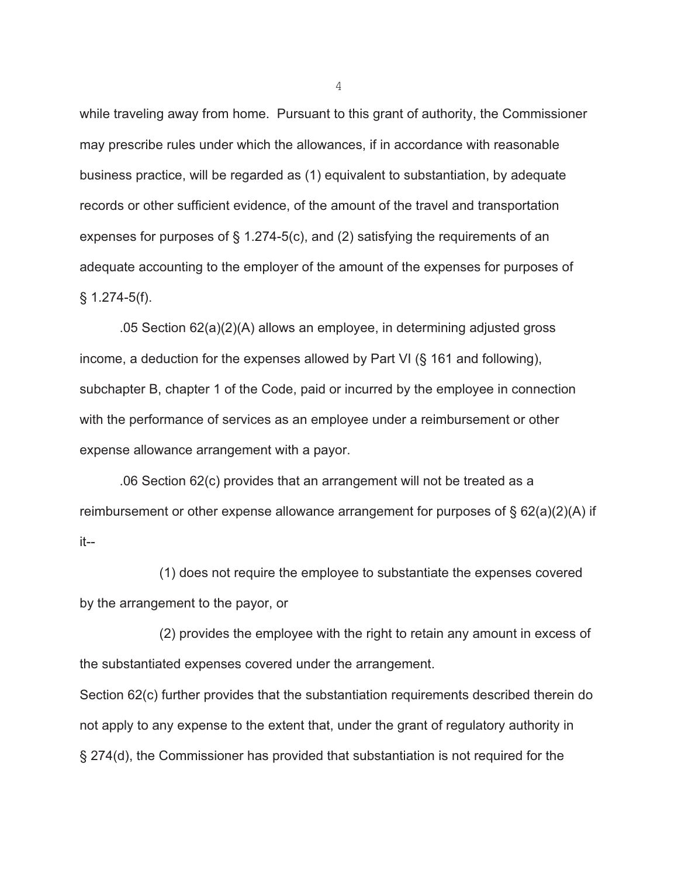while traveling away from home. Pursuant to this grant of authority, the Commissioner may prescribe rules under which the allowances, if in accordance with reasonable business practice, will be regarded as (1) equivalent to substantiation, by adequate records or other sufficient evidence, of the amount of the travel and transportation expenses for purposes of § 1.274-5(c), and (2) satisfying the requirements of an adequate accounting to the employer of the amount of the expenses for purposes of § 1.274-5(f).

.05 Section 62(a)(2)(A) allows an employee, in determining adjusted gross income, a deduction for the expenses allowed by Part VI (§ 161 and following), subchapter B, chapter 1 of the Code, paid or incurred by the employee in connection with the performance of services as an employee under a reimbursement or other expense allowance arrangement with a payor.

.06 Section 62(c) provides that an arrangement will not be treated as a reimbursement or other expense allowance arrangement for purposes of § 62(a)(2)(A) if it--

(1) does not require the employee to substantiate the expenses covered by the arrangement to the payor, or

(2) provides the employee with the right to retain any amount in excess of the substantiated expenses covered under the arrangement.

Section 62(c) further provides that the substantiation requirements described therein do not apply to any expense to the extent that, under the grant of regulatory authority in § 274(d), the Commissioner has provided that substantiation is not required for the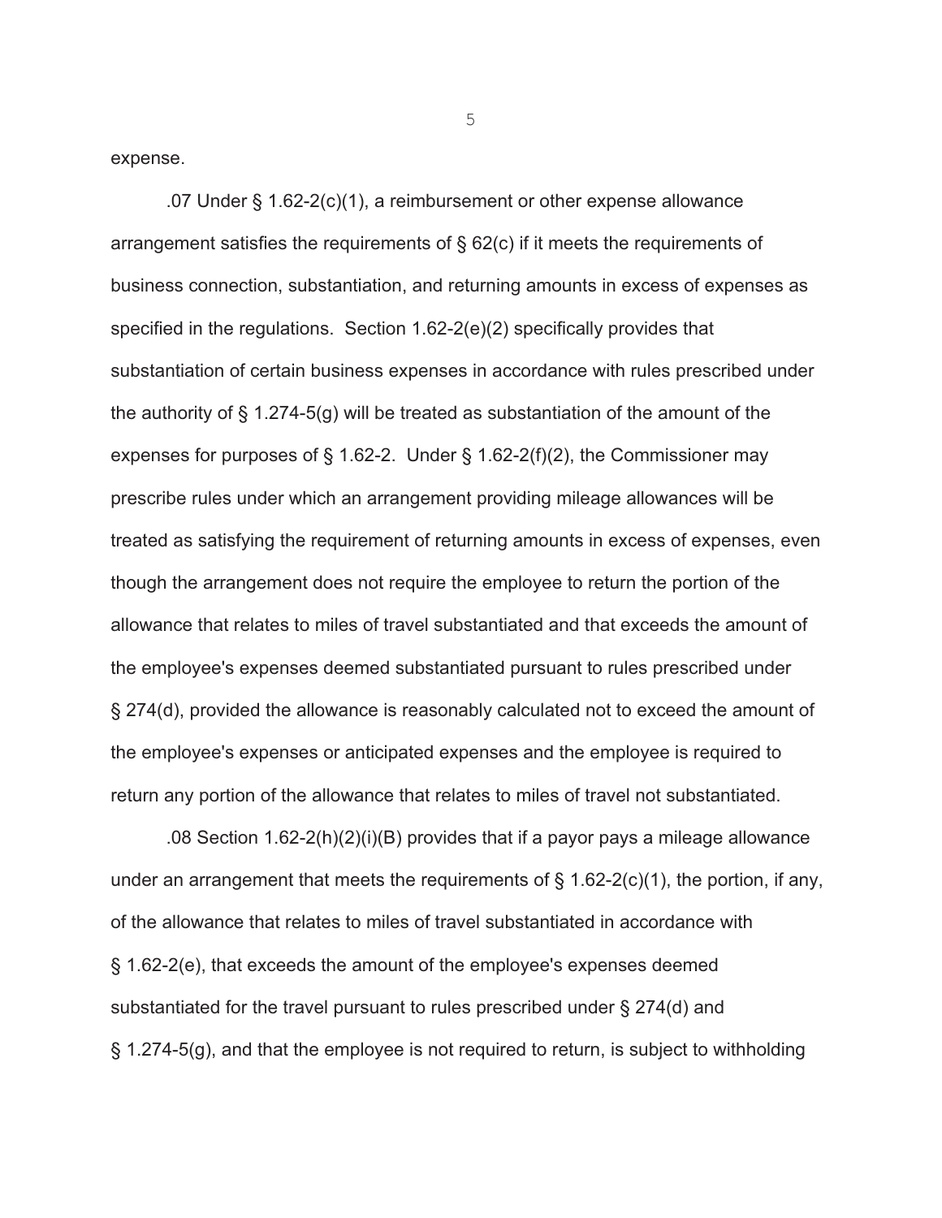expense.

.07 Under § 1.62-2(c)(1), a reimbursement or other expense allowance arrangement satisfies the requirements of § 62(c) if it meets the requirements of business connection, substantiation, and returning amounts in excess of expenses as specified in the regulations. Section 1.62-2(e)(2) specifically provides that substantiation of certain business expenses in accordance with rules prescribed under the authority of § 1.274-5(g) will be treated as substantiation of the amount of the expenses for purposes of § 1.62-2. Under § 1.62-2(f)(2), the Commissioner may prescribe rules under which an arrangement providing mileage allowances will be treated as satisfying the requirement of returning amounts in excess of expenses, even though the arrangement does not require the employee to return the portion of the allowance that relates to miles of travel substantiated and that exceeds the amount of the employee's expenses deemed substantiated pursuant to rules prescribed under § 274(d), provided the allowance is reasonably calculated not to exceed the amount of the employee's expenses or anticipated expenses and the employee is required to return any portion of the allowance that relates to miles of travel not substantiated.

.08 Section 1.62-2(h)(2)(i)(B) provides that if a payor pays a mileage allowance under an arrangement that meets the requirements of § 1.62-2(c)(1), the portion, if any, of the allowance that relates to miles of travel substantiated in accordance with § 1.62-2(e), that exceeds the amount of the employee's expenses deemed substantiated for the travel pursuant to rules prescribed under § 274(d) and § 1.274-5(g), and that the employee is not required to return, is subject to withholding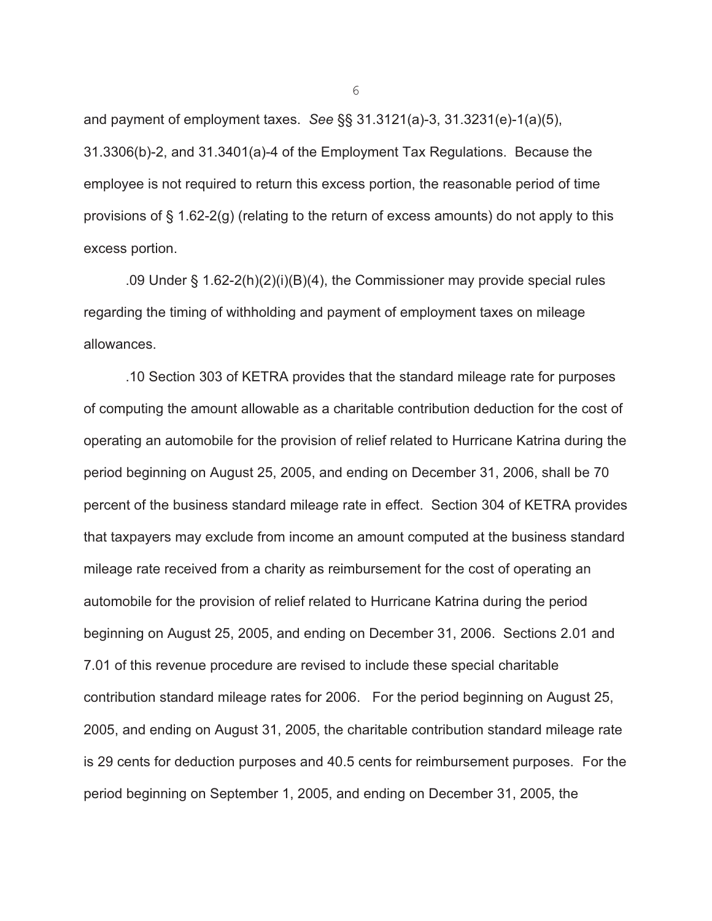and payment of employment taxes. *See* §§ 31.3121(a)-3, 31.3231(e)-1(a)(5), 31.3306(b)-2, and 31.3401(a)-4 of the Employment Tax Regulations. Because the employee is not required to return this excess portion, the reasonable period of time provisions of § 1.62-2(g) (relating to the return of excess amounts) do not apply to this excess portion.

.09 Under § 1.62-2(h)(2)(i)(B)(4), the Commissioner may provide special rules regarding the timing of withholding and payment of employment taxes on mileage allowances.

.10 Section 303 of KETRA provides that the standard mileage rate for purposes of computing the amount allowable as a charitable contribution deduction for the cost of operating an automobile for the provision of relief related to Hurricane Katrina during the period beginning on August 25, 2005, and ending on December 31, 2006, shall be 70 percent of the business standard mileage rate in effect. Section 304 of KETRA provides that taxpayers may exclude from income an amount computed at the business standard mileage rate received from a charity as reimbursement for the cost of operating an automobile for the provision of relief related to Hurricane Katrina during the period beginning on August 25, 2005, and ending on December 31, 2006. Sections 2.01 and 7.01 of this revenue procedure are revised to include these special charitable contribution standard mileage rates for 2006. For the period beginning on August 25, 2005, and ending on August 31, 2005, the charitable contribution standard mileage rate is 29 cents for deduction purposes and 40.5 cents for reimbursement purposes. For the period beginning on September 1, 2005, and ending on December 31, 2005, the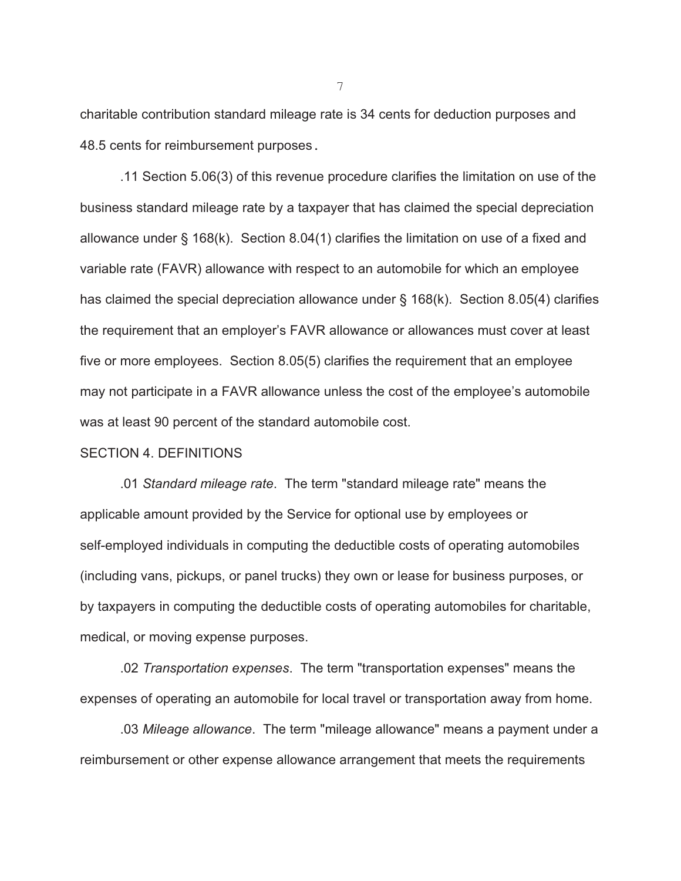charitable contribution standard mileage rate is 34 cents for deduction purposes and 48.5 cents for reimbursement purposes.

.11 Section 5.06(3) of this revenue procedure clarifies the limitation on use of the business standard mileage rate by a taxpayer that has claimed the special depreciation allowance under § 168(k). Section 8.04(1) clarifies the limitation on use of a fixed and variable rate (FAVR) allowance with respect to an automobile for which an employee has claimed the special depreciation allowance under § 168(k). Section 8.05(4) clarifies the requirement that an employer's FAVR allowance or allowances must cover at least five or more employees. Section 8.05(5) clarifies the requirement that an employee may not participate in a FAVR allowance unless the cost of the employee's automobile was at least 90 percent of the standard automobile cost.

SECTION 4. DEFINITIONS

.01 *Standard mileage rate*. The term "standard mileage rate" means the applicable amount provided by the Service for optional use by employees or self-employed individuals in computing the deductible costs of operating automobiles (including vans, pickups, or panel trucks) they own or lease for business purposes, or by taxpayers in computing the deductible costs of operating automobiles for charitable, medical, or moving expense purposes.

.02 *Transportation expenses*. The term "transportation expenses" means the expenses of operating an automobile for local travel or transportation away from home.

.03 *Mileage allowance*. The term "mileage allowance" means a payment under a reimbursement or other expense allowance arrangement that meets the requirements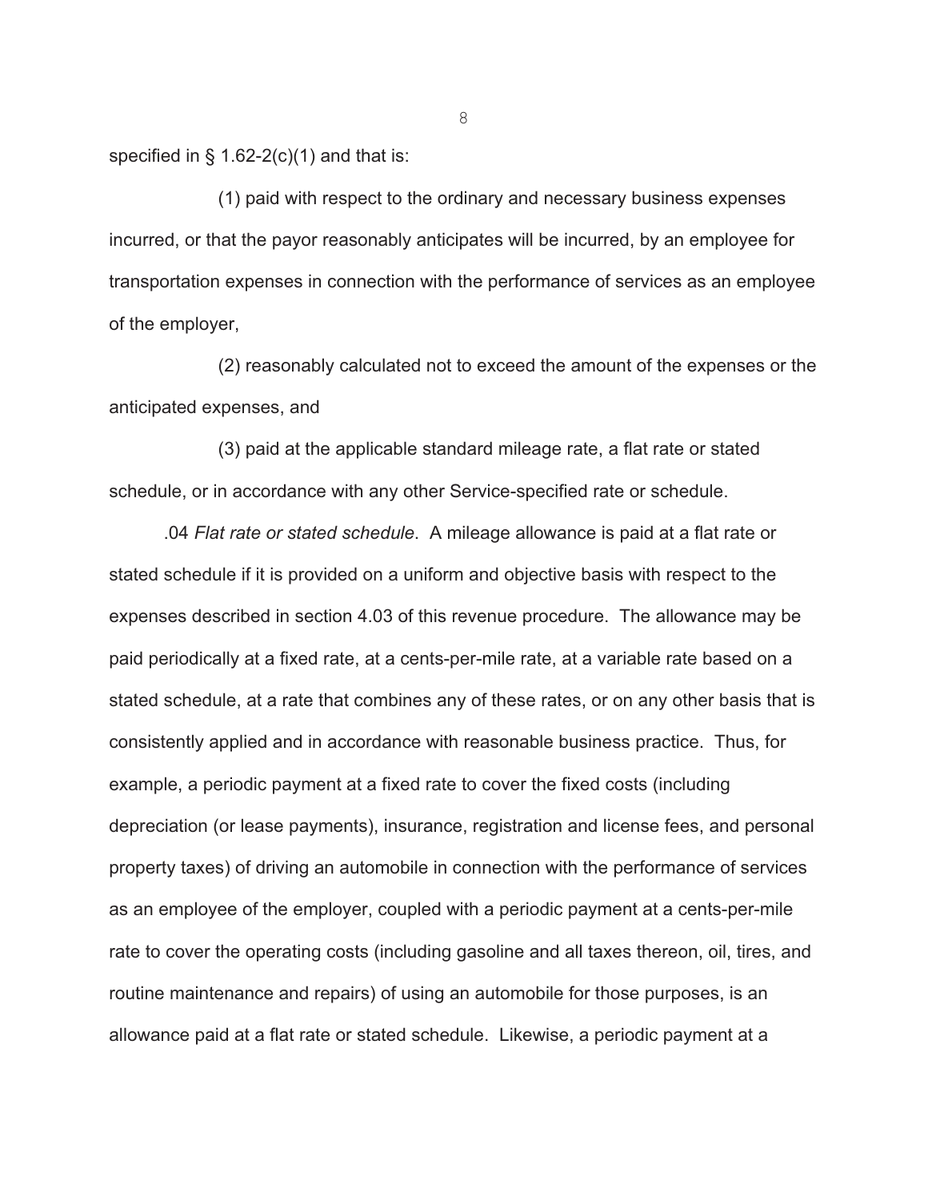specified in § 1.62-2(c)(1) and that is:

(1) paid with respect to the ordinary and necessary business expenses incurred, or that the payor reasonably anticipates will be incurred, by an employee for transportation expenses in connection with the performance of services as an employee of the employer,

(2) reasonably calculated not to exceed the amount of the expenses or the anticipated expenses, and

(3) paid at the applicable standard mileage rate, a flat rate or stated schedule, or in accordance with any other Service-specified rate or schedule.

.04 *Flat rate or stated schedule*. A mileage allowance is paid at a flat rate or stated schedule if it is provided on a uniform and objective basis with respect to the expenses described in section 4.03 of this revenue procedure. The allowance may be paid periodically at a fixed rate, at a cents-per-mile rate, at a variable rate based on a stated schedule, at a rate that combines any of these rates, or on any other basis that is consistently applied and in accordance with reasonable business practice. Thus, for example, a periodic payment at a fixed rate to cover the fixed costs (including depreciation (or lease payments), insurance, registration and license fees, and personal property taxes) of driving an automobile in connection with the performance of services as an employee of the employer, coupled with a periodic payment at a cents-per-mile rate to cover the operating costs (including gasoline and all taxes thereon, oil, tires, and routine maintenance and repairs) of using an automobile for those purposes, is an allowance paid at a flat rate or stated schedule. Likewise, a periodic payment at a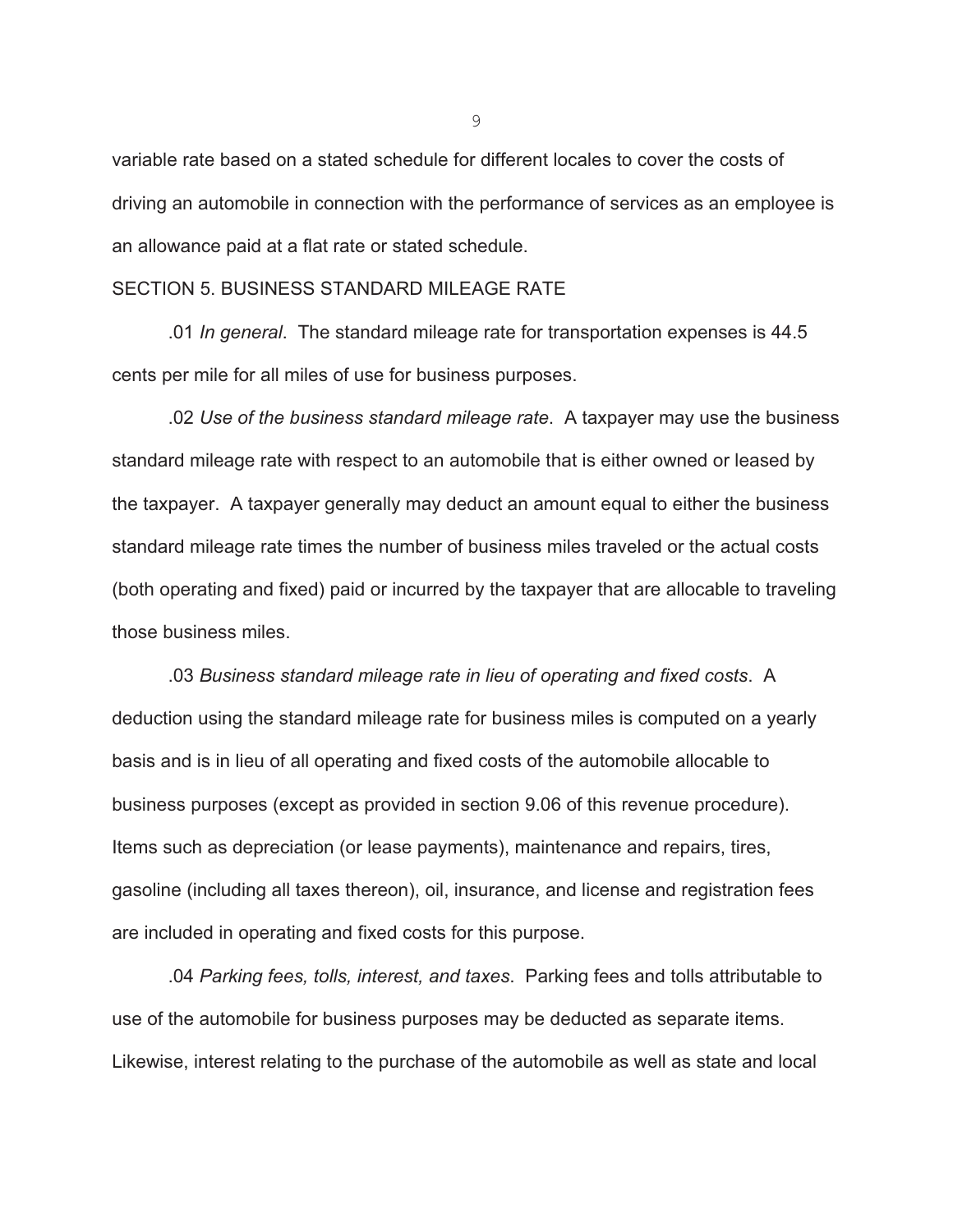variable rate based on a stated schedule for different locales to cover the costs of driving an automobile in connection with the performance of services as an employee is an allowance paid at a flat rate or stated schedule.

SECTION 5. BUSINESS STANDARD MILEAGE RATE

.01 *In general*. The standard mileage rate for transportation expenses is 44.5 cents per mile for all miles of use for business purposes.

.02 *Use of the business standard mileage rate*. A taxpayer may use the business standard mileage rate with respect to an automobile that is either owned or leased by the taxpayer. A taxpayer generally may deduct an amount equal to either the business standard mileage rate times the number of business miles traveled or the actual costs (both operating and fixed) paid or incurred by the taxpayer that are allocable to traveling those business miles.

.03 *Business standard mileage rate in lieu of operating and fixed costs*. A deduction using the standard mileage rate for business miles is computed on a yearly basis and is in lieu of all operating and fixed costs of the automobile allocable to business purposes (except as provided in section 9.06 of this revenue procedure). Items such as depreciation (or lease payments), maintenance and repairs, tires, gasoline (including all taxes thereon), oil, insurance, and license and registration fees are included in operating and fixed costs for this purpose.

.04 *Parking fees, tolls, interest, and taxes*. Parking fees and tolls attributable to use of the automobile for business purposes may be deducted as separate items. Likewise, interest relating to the purchase of the automobile as well as state and local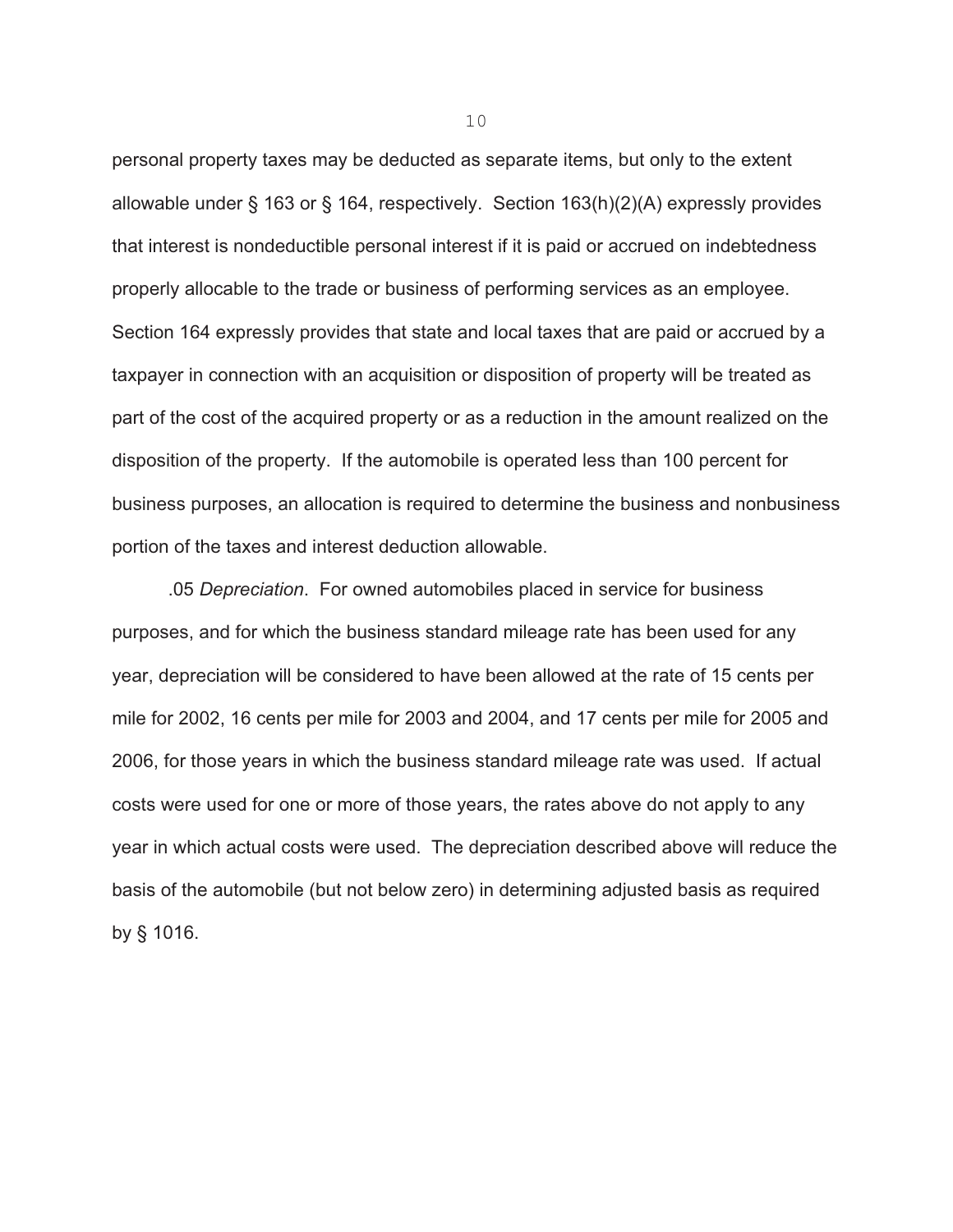personal property taxes may be deducted as separate items, but only to the extent allowable under § 163 or § 164, respectively. Section 163(h)(2)(A) expressly provides that interest is nondeductible personal interest if it is paid or accrued on indebtedness properly allocable to the trade or business of performing services as an employee. Section 164 expressly provides that state and local taxes that are paid or accrued by a taxpayer in connection with an acquisition or disposition of property will be treated as part of the cost of the acquired property or as a reduction in the amount realized on the disposition of the property. If the automobile is operated less than 100 percent for business purposes, an allocation is required to determine the business and nonbusiness portion of the taxes and interest deduction allowable.

.05 *Depreciation*. For owned automobiles placed in service for business purposes, and for which the business standard mileage rate has been used for any year, depreciation will be considered to have been allowed at the rate of 15 cents per mile for 2002, 16 cents per mile for 2003 and 2004, and 17 cents per mile for 2005 and 2006, for those years in which the business standard mileage rate was used. If actual costs were used for one or more of those years, the rates above do not apply to any year in which actual costs were used. The depreciation described above will reduce the basis of the automobile (but not below zero) in determining adjusted basis as required by § 1016.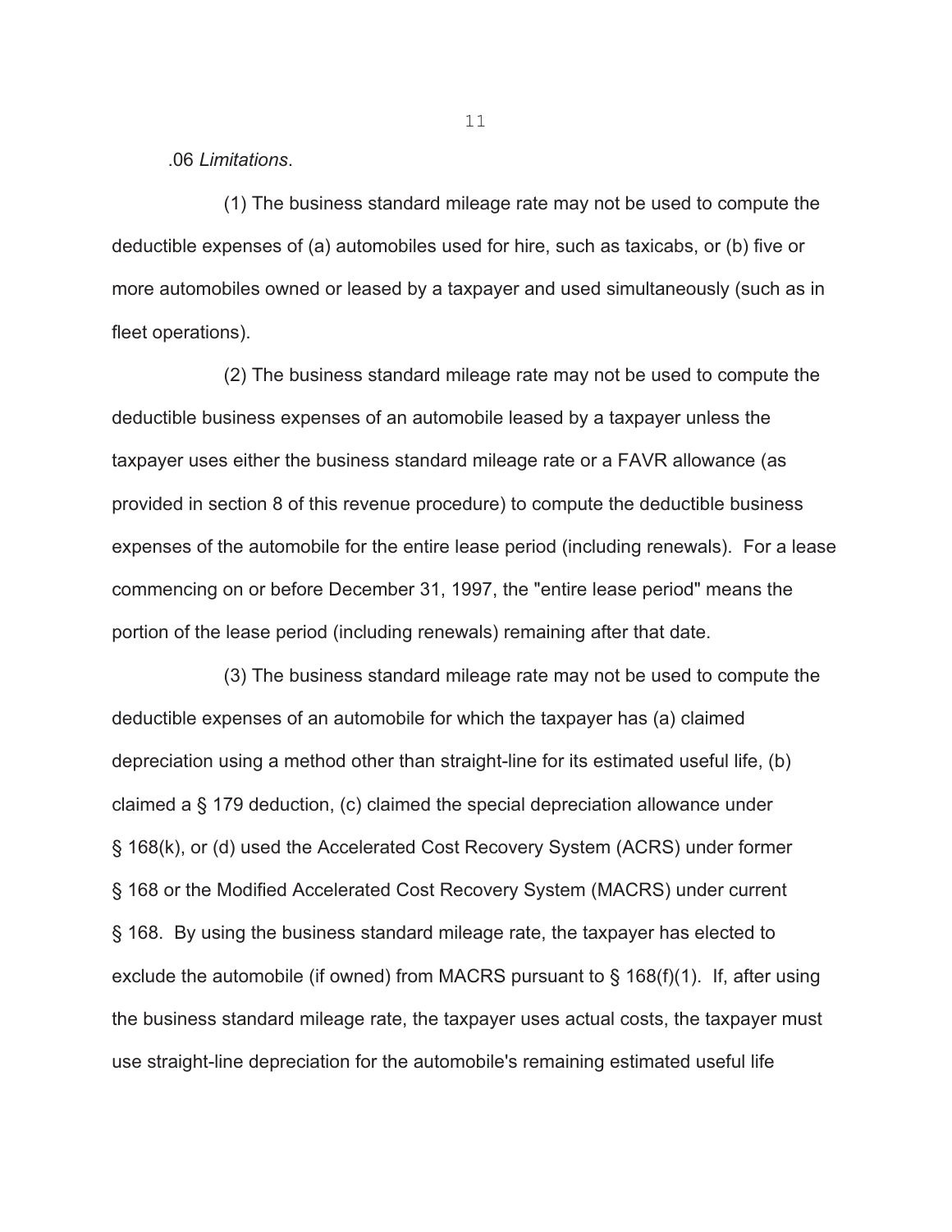.06 *Limitations*.

(1) The business standard mileage rate may not be used to compute the deductible expenses of (a) automobiles used for hire, such as taxicabs, or (b) five or more automobiles owned or leased by a taxpayer and used simultaneously (such as in fleet operations).

(2) The business standard mileage rate may not be used to compute the deductible business expenses of an automobile leased by a taxpayer unless the taxpayer uses either the business standard mileage rate or a FAVR allowance (as provided in section 8 of this revenue procedure) to compute the deductible business expenses of the automobile for the entire lease period (including renewals). For a lease commencing on or before December 31, 1997, the "entire lease period" means the portion of the lease period (including renewals) remaining after that date.

(3) The business standard mileage rate may not be used to compute the deductible expenses of an automobile for which the taxpayer has (a) claimed depreciation using a method other than straight-line for its estimated useful life, (b) claimed a § 179 deduction, (c) claimed the special depreciation allowance under § 168(k), or (d) used the Accelerated Cost Recovery System (ACRS) under former § 168 or the Modified Accelerated Cost Recovery System (MACRS) under current § 168. By using the business standard mileage rate, the taxpayer has elected to exclude the automobile (if owned) from MACRS pursuant to § 168(f)(1). If, after using the business standard mileage rate, the taxpayer uses actual costs, the taxpayer must use straight-line depreciation for the automobile's remaining estimated useful life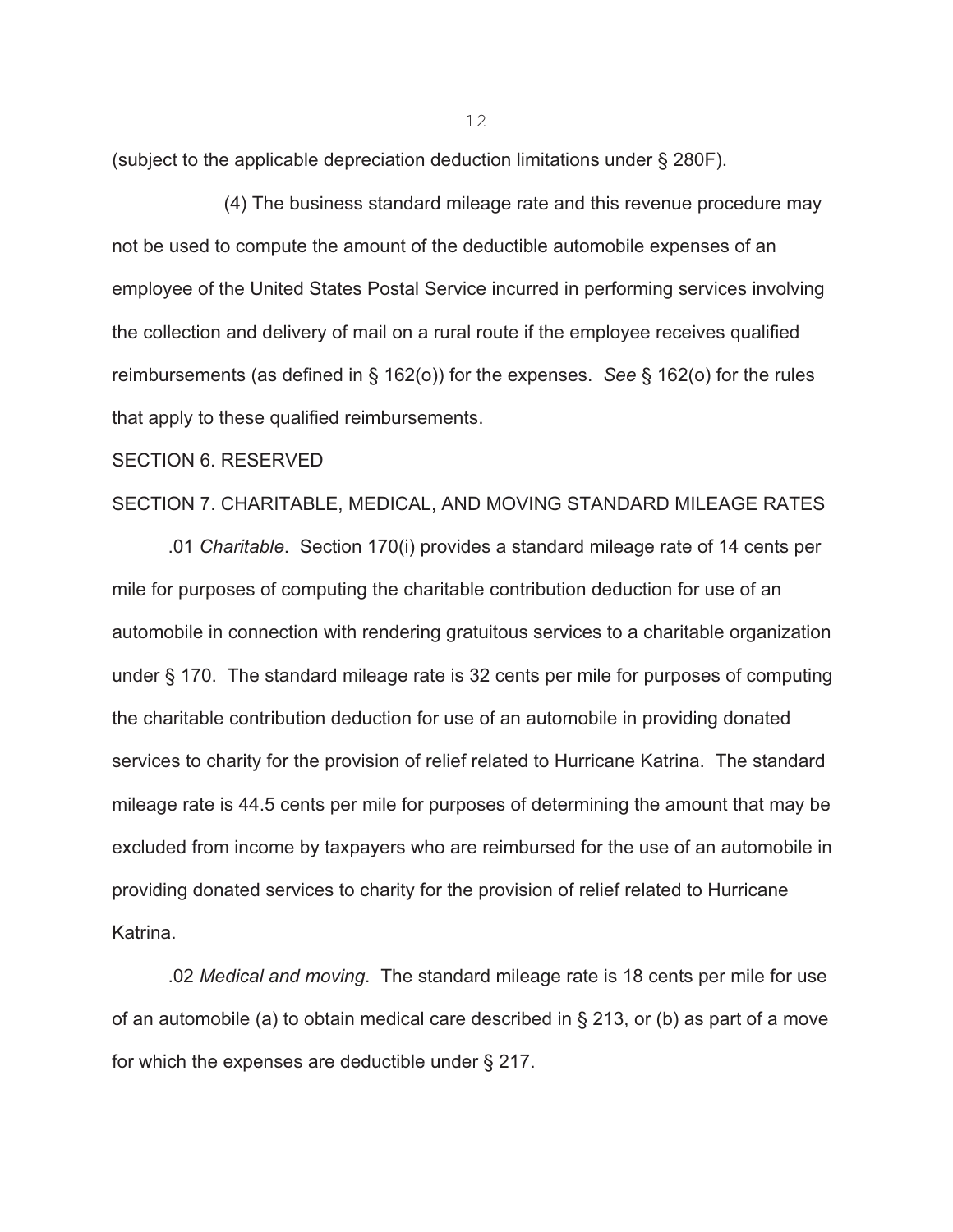(subject to the applicable depreciation deduction limitations under § 280F).

(4) The business standard mileage rate and this revenue procedure may not be used to compute the amount of the deductible automobile expenses of an employee of the United States Postal Service incurred in performing services involving the collection and delivery of mail on a rural route if the employee receives qualified reimbursements (as defined in § 162(o)) for the expenses. *See* § 162(o) for the rules that apply to these qualified reimbursements.

SECTION 6. RESERVED

SECTION 7. CHARITABLE, MEDICAL, AND MOVING STANDARD MILEAGE RATES

.01 *Charitable*. Section 170(i) provides a standard mileage rate of 14 cents per mile for purposes of computing the charitable contribution deduction for use of an automobile in connection with rendering gratuitous services to a charitable organization under § 170. The standard mileage rate is 32 cents per mile for purposes of computing the charitable contribution deduction for use of an automobile in providing donated services to charity for the provision of relief related to Hurricane Katrina. The standard mileage rate is 44.5 cents per mile for purposes of determining the amount that may be excluded from income by taxpayers who are reimbursed for the use of an automobile in providing donated services to charity for the provision of relief related to Hurricane Katrina.

.02 *Medical and moving*. The standard mileage rate is 18 cents per mile for use of an automobile (a) to obtain medical care described in § 213, or (b) as part of a move for which the expenses are deductible under § 217.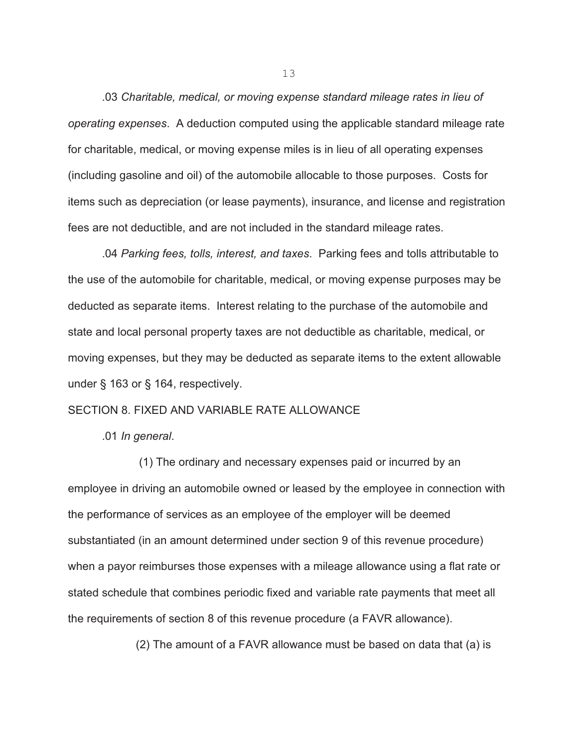.03 *Charitable, medical, or moving expense standard mileage rates in lieu of operating expenses*. A deduction computed using the applicable standard mileage rate for charitable, medical, or moving expense miles is in lieu of all operating expenses (including gasoline and oil) of the automobile allocable to those purposes. Costs for items such as depreciation (or lease payments), insurance, and license and registration fees are not deductible, and are not included in the standard mileage rates.

.04 *Parking fees, tolls, interest, and taxes*. Parking fees and tolls attributable to the use of the automobile for charitable, medical, or moving expense purposes may be deducted as separate items. Interest relating to the purchase of the automobile and state and local personal property taxes are not deductible as charitable, medical, or moving expenses, but they may be deducted as separate items to the extent allowable under § 163 or § 164, respectively.

SECTION 8. FIXED AND VARIABLE RATE ALLOWANCE

.01 *In general*.

(1) The ordinary and necessary expenses paid or incurred by an employee in driving an automobile owned or leased by the employee in connection with the performance of services as an employee of the employer will be deemed substantiated (in an amount determined under section 9 of this revenue procedure) when a payor reimburses those expenses with a mileage allowance using a flat rate or stated schedule that combines periodic fixed and variable rate payments that meet all the requirements of section 8 of this revenue procedure (a FAVR allowance).

(2) The amount of a FAVR allowance must be based on data that (a) is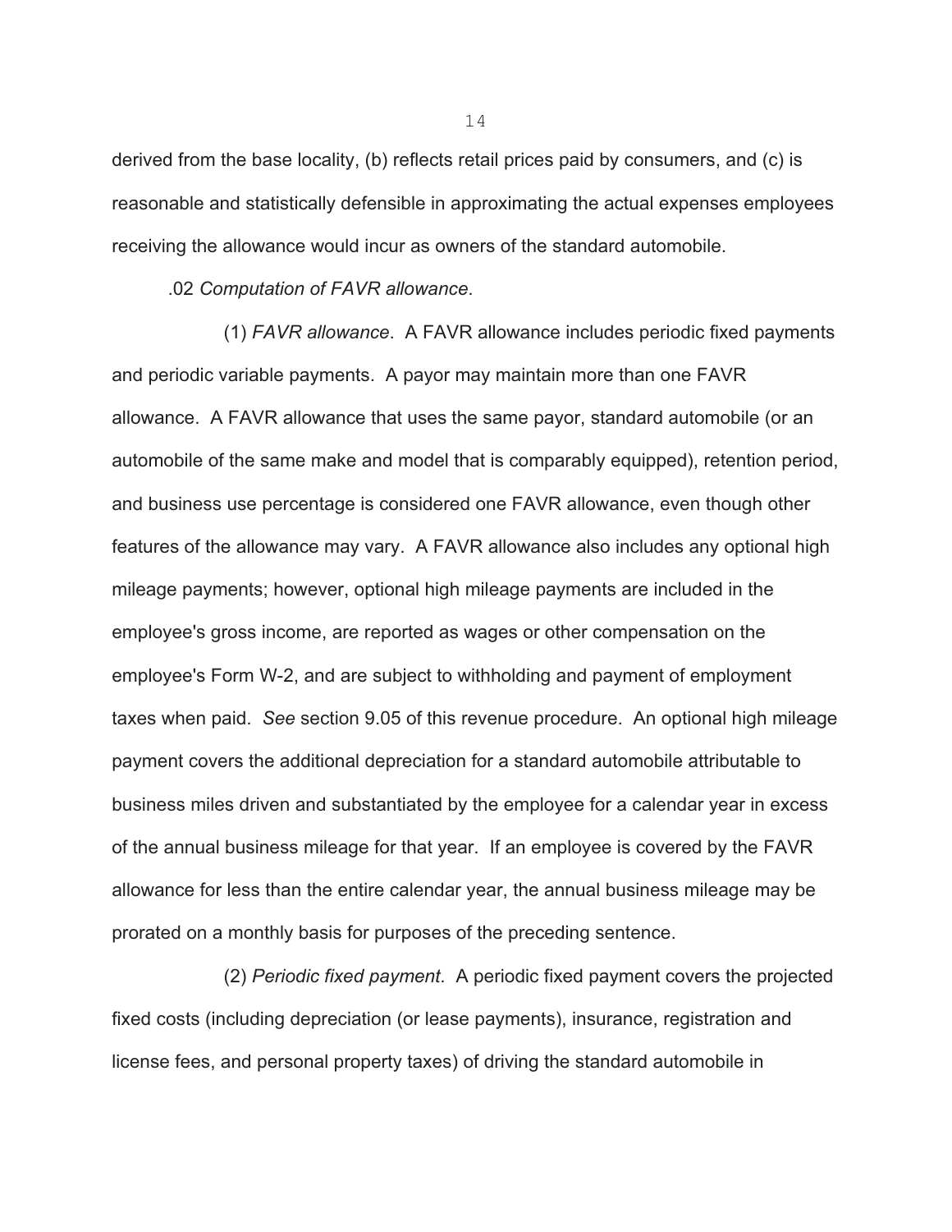derived from the base locality, (b) reflects retail prices paid by consumers, and (c) is reasonable and statistically defensible in approximating the actual expenses employees receiving the allowance would incur as owners of the standard automobile.

.02 *Computation of FAVR allowance*.

(1) *FAVR allowance*. A FAVR allowance includes periodic fixed payments and periodic variable payments. A payor may maintain more than one FAVR allowance. A FAVR allowance that uses the same payor, standard automobile (or an automobile of the same make and model that is comparably equipped), retention period, and business use percentage is considered one FAVR allowance, even though other features of the allowance may vary. A FAVR allowance also includes any optional high mileage payments; however, optional high mileage payments are included in the employee's gross income, are reported as wages or other compensation on the employee's Form W-2, and are subject to withholding and payment of employment taxes when paid. *See* section 9.05 of this revenue procedure. An optional high mileage payment covers the additional depreciation for a standard automobile attributable to business miles driven and substantiated by the employee for a calendar year in excess of the annual business mileage for that year. If an employee is covered by the FAVR allowance for less than the entire calendar year, the annual business mileage may be prorated on a monthly basis for purposes of the preceding sentence.

(2) *Periodic fixed payment*. A periodic fixed payment covers the projected fixed costs (including depreciation (or lease payments), insurance, registration and license fees, and personal property taxes) of driving the standard automobile in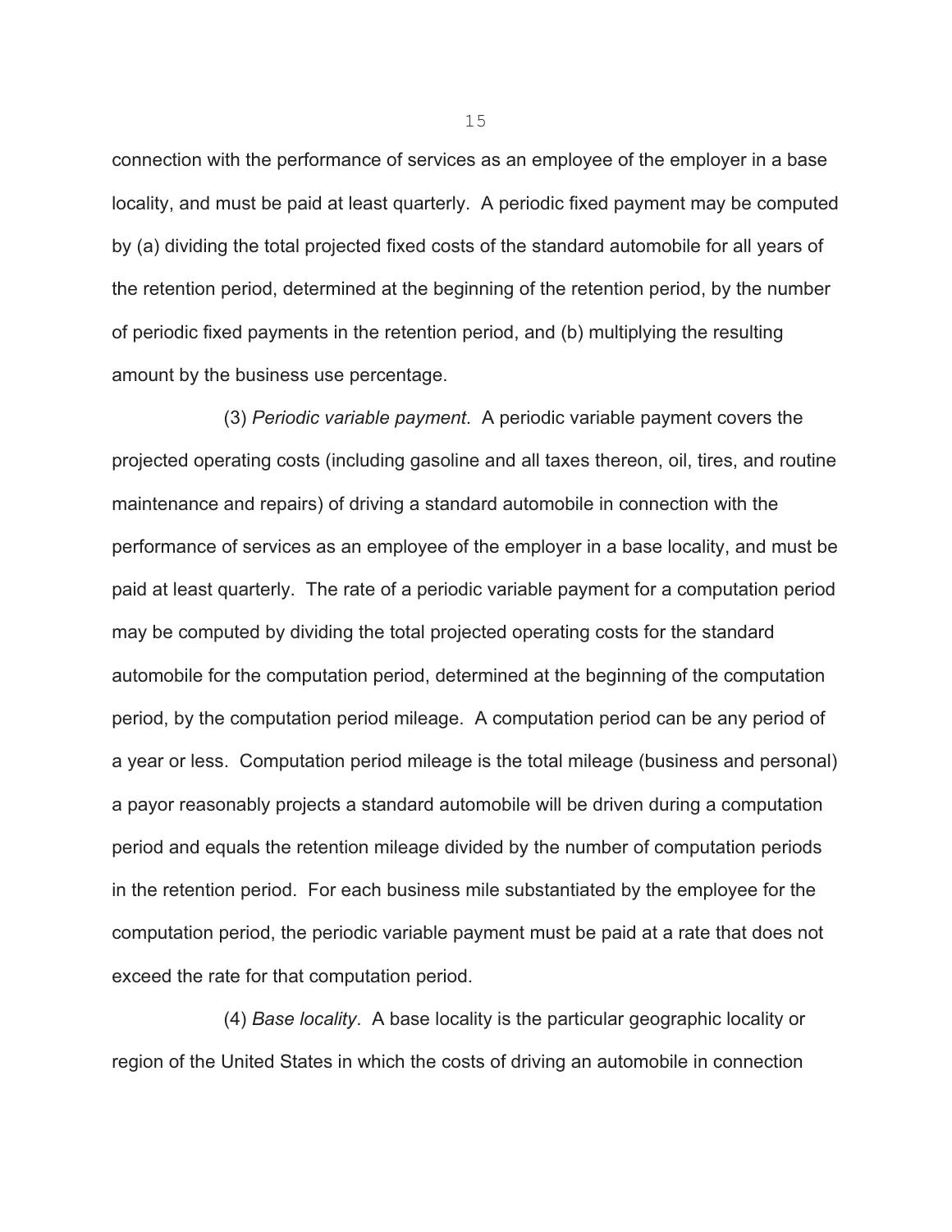connection with the performance of services as an employee of the employer in a base locality, and must be paid at least quarterly. A periodic fixed payment may be computed by (a) dividing the total projected fixed costs of the standard automobile for all years of the retention period, determined at the beginning of the retention period, by the number of periodic fixed payments in the retention period, and (b) multiplying the resulting amount by the business use percentage.

(3) *Periodic variable payment*. A periodic variable payment covers the projected operating costs (including gasoline and all taxes thereon, oil, tires, and routine maintenance and repairs) of driving a standard automobile in connection with the performance of services as an employee of the employer in a base locality, and must be paid at least quarterly. The rate of a periodic variable payment for a computation period may be computed by dividing the total projected operating costs for the standard automobile for the computation period, determined at the beginning of the computation period, by the computation period mileage. A computation period can be any period of a year or less. Computation period mileage is the total mileage (business and personal) a payor reasonably projects a standard automobile will be driven during a computation period and equals the retention mileage divided by the number of computation periods in the retention period. For each business mile substantiated by the employee for the computation period, the periodic variable payment must be paid at a rate that does not exceed the rate for that computation period.

(4) *Base locality*. A base locality is the particular geographic locality or region of the United States in which the costs of driving an automobile in connection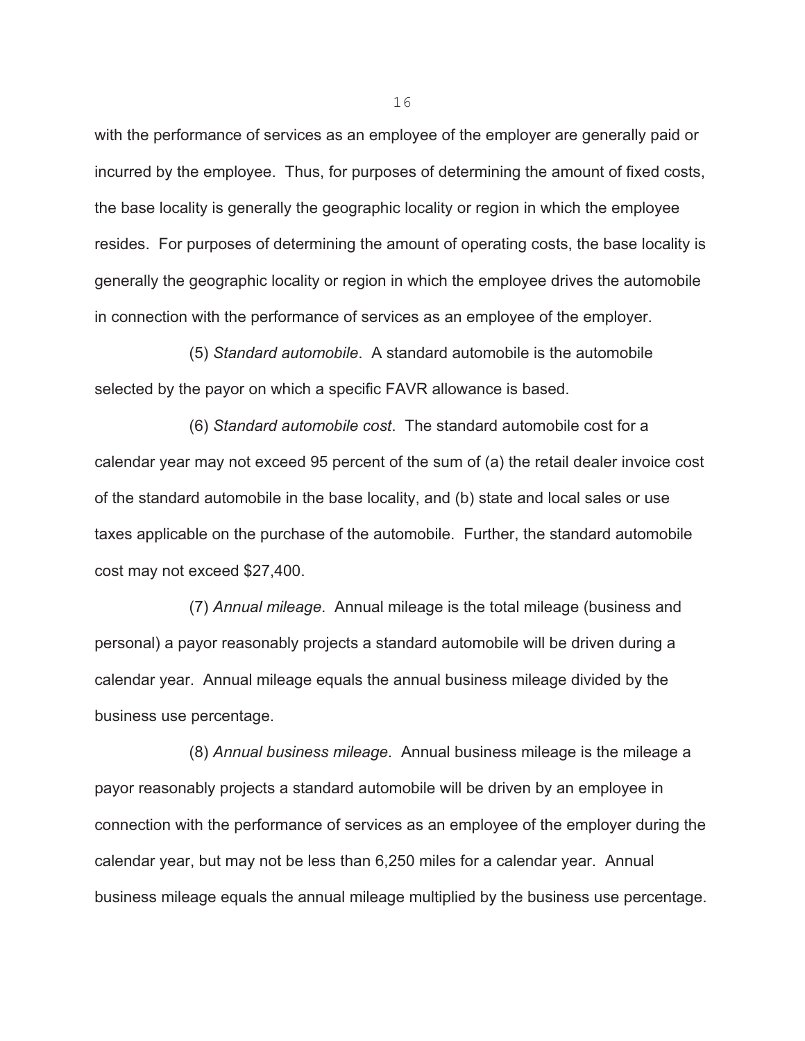with the performance of services as an employee of the employer are generally paid or incurred by the employee. Thus, for purposes of determining the amount of fixed costs, the base locality is generally the geographic locality or region in which the employee resides. For purposes of determining the amount of operating costs, the base locality is generally the geographic locality or region in which the employee drives the automobile in connection with the performance of services as an employee of the employer.

(5) *Standard automobile*. A standard automobile is the automobile selected by the payor on which a specific FAVR allowance is based.

(6) *Standard automobile cost*. The standard automobile cost for a calendar year may not exceed 95 percent of the sum of (a) the retail dealer invoice cost of the standard automobile in the base locality, and (b) state and local sales or use taxes applicable on the purchase of the automobile. Further, the standard automobile cost may not exceed $27,400.

(7) *Annual mileage*. Annual mileage is the total mileage (business and personal) a payor reasonably projects a standard automobile will be driven during a calendar year. Annual mileage equals the annual business mileage divided by the business use percentage.

(8) *Annual business mileage*. Annual business mileage is the mileage a payor reasonably projects a standard automobile will be driven by an employee in connection with the performance of services as an employee of the employer during the calendar year, but may not be less than 6,250 miles for a calendar year. Annual business mileage equals the annual mileage multiplied by the business use percentage.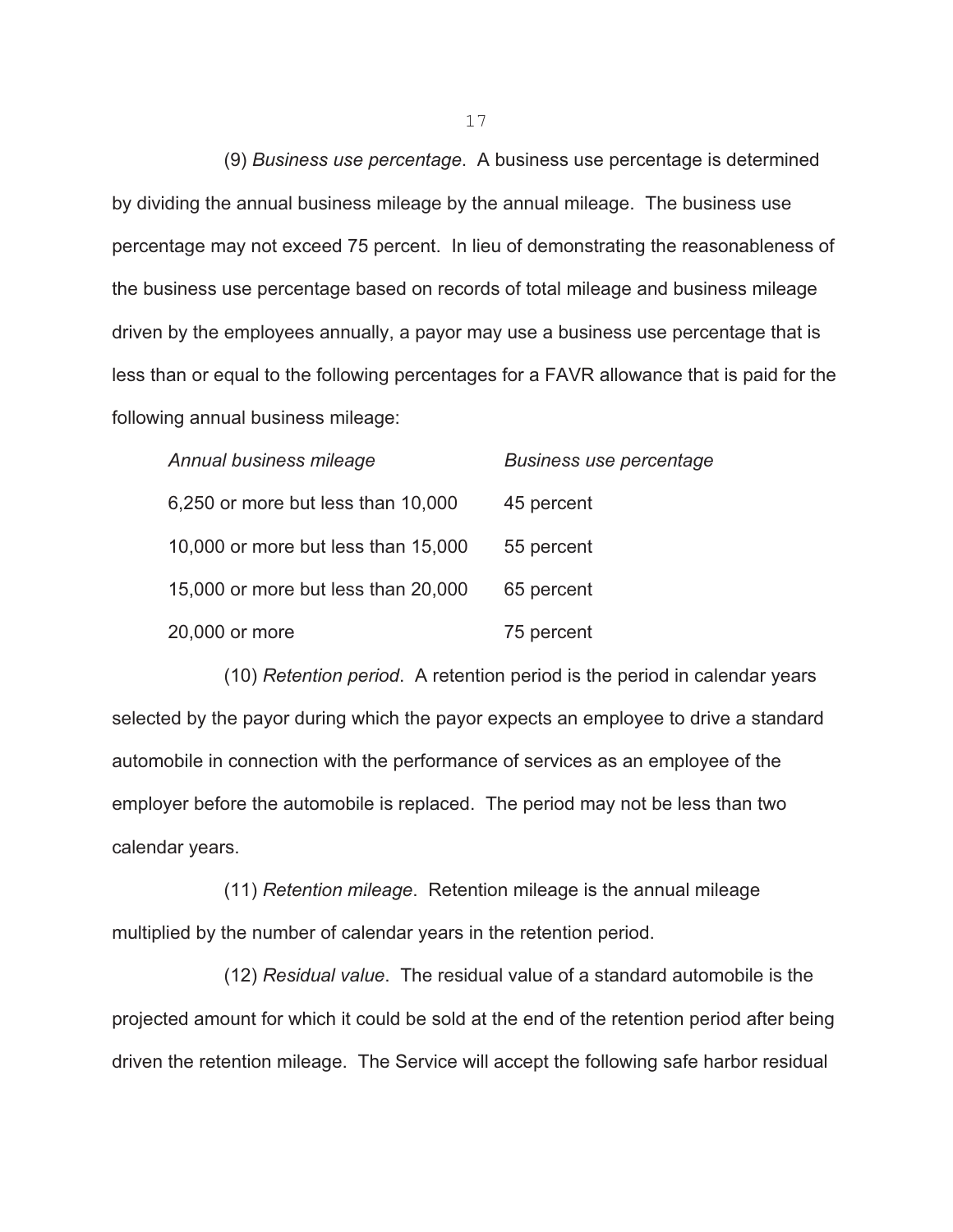(9) *Business use percentage*. A business use percentage is determined by dividing the annual business mileage by the annual mileage. The business use percentage may not exceed 75 percent. In lieu of demonstrating the reasonableness of the business use percentage based on records of total mileage and business mileage driven by the employees annually, a payor may use a business use percentage that is less than or equal to the following percentages for a FAVR allowance that is paid for the following annual business mileage:

| *Annual business mileage* | *Business use percentage* |
|---|---|
| 6,250 or more but less than 10,000 | 45 percent |
| 10,000 or more but less than 15,000 | 55 percent |
| 15,000 or more but less than 20,000 | 65 percent |
| 20,000 or more | 75 percent |

(10) *Retention period*. A retention period is the period in calendar years selected by the payor during which the payor expects an employee to drive a standard automobile in connection with the performance of services as an employee of the employer before the automobile is replaced. The period may not be less than two calendar years.

(11) *Retention mileage*. Retention mileage is the annual mileage multiplied by the number of calendar years in the retention period.

(12) *Residual value*. The residual value of a standard automobile is the projected amount for which it could be sold at the end of the retention period after being driven the retention mileage. The Service will accept the following safe harbor residual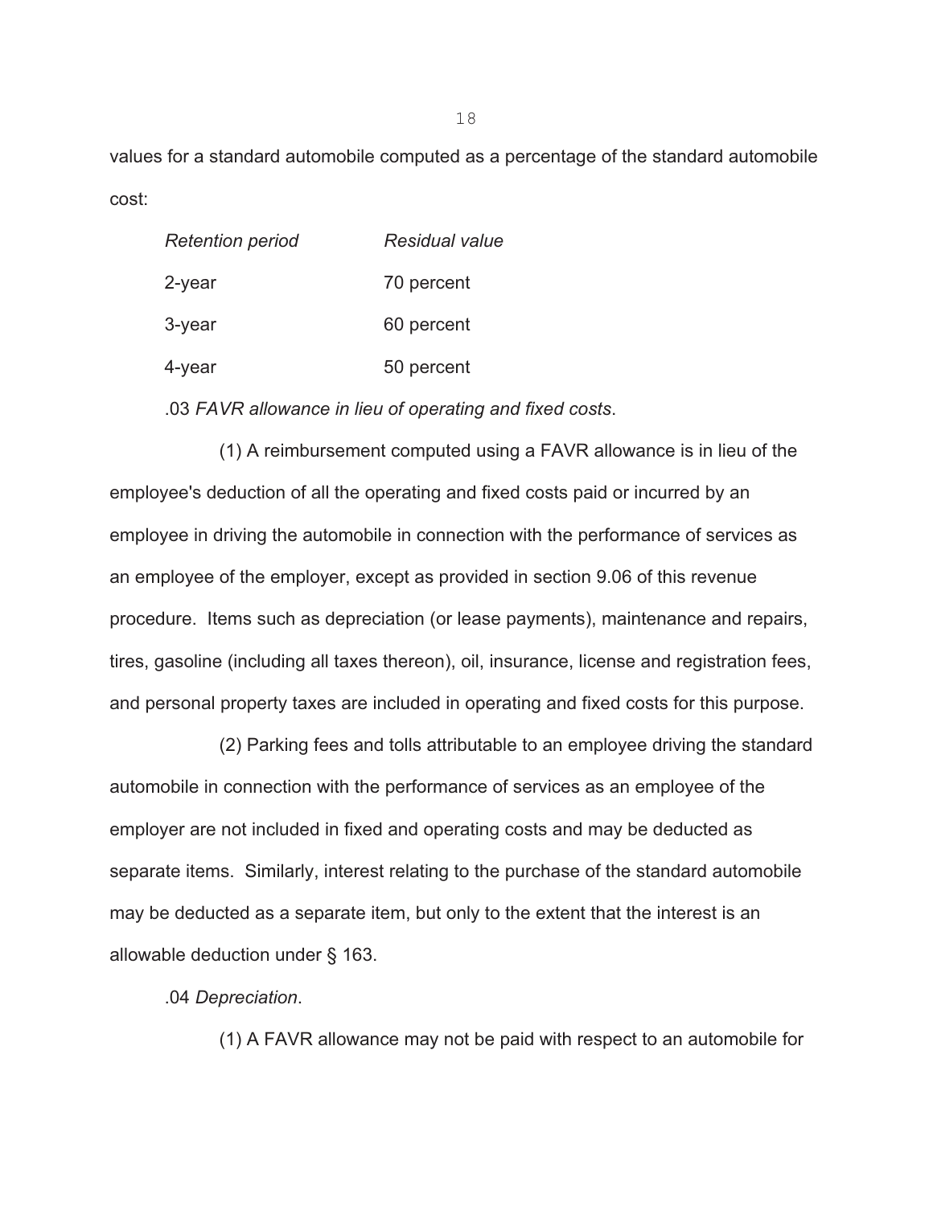values for a standard automobile computed as a percentage of the standard automobile cost:

| *Retention period* | *Residual value* |
| --- | --- |
| 2-year | 70 percent |
| 3-year | 60 percent |
| 4-year | 50 percent |

.03 *FAVR allowance in lieu of operating and fixed costs*.

(1) A reimbursement computed using a FAVR allowance is in lieu of the employee's deduction of all the operating and fixed costs paid or incurred by an employee in driving the automobile in connection with the performance of services as an employee of the employer, except as provided in section 9.06 of this revenue procedure. Items such as depreciation (or lease payments), maintenance and repairs, tires, gasoline (including all taxes thereon), oil, insurance, license and registration fees, and personal property taxes are included in operating and fixed costs for this purpose.

(2) Parking fees and tolls attributable to an employee driving the standard automobile in connection with the performance of services as an employee of the employer are not included in fixed and operating costs and may be deducted as separate items. Similarly, interest relating to the purchase of the standard automobile may be deducted as a separate item, but only to the extent that the interest is an allowable deduction under § 163.

.04 *Depreciation*.

(1) A FAVR allowance may not be paid with respect to an automobile for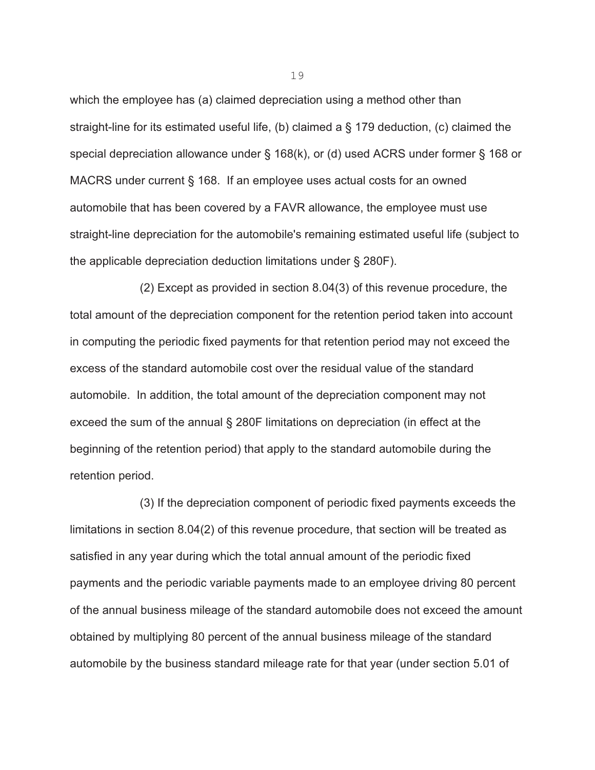which the employee has (a) claimed depreciation using a method other than straight-line for its estimated useful life, (b) claimed a § 179 deduction, (c) claimed the special depreciation allowance under § 168(k), or (d) used ACRS under former § 168 or MACRS under current § 168. If an employee uses actual costs for an owned automobile that has been covered by a FAVR allowance, the employee must use straight-line depreciation for the automobile's remaining estimated useful life (subject to the applicable depreciation deduction limitations under § 280F).

(2) Except as provided in section 8.04(3) of this revenue procedure, the total amount of the depreciation component for the retention period taken into account in computing the periodic fixed payments for that retention period may not exceed the excess of the standard automobile cost over the residual value of the standard automobile. In addition, the total amount of the depreciation component may not exceed the sum of the annual § 280F limitations on depreciation (in effect at the beginning of the retention period) that apply to the standard automobile during the retention period.

(3) If the depreciation component of periodic fixed payments exceeds the limitations in section 8.04(2) of this revenue procedure, that section will be treated as satisfied in any year during which the total annual amount of the periodic fixed payments and the periodic variable payments made to an employee driving 80 percent of the annual business mileage of the standard automobile does not exceed the amount obtained by multiplying 80 percent of the annual business mileage of the standard automobile by the business standard mileage rate for that year (under section 5.01 of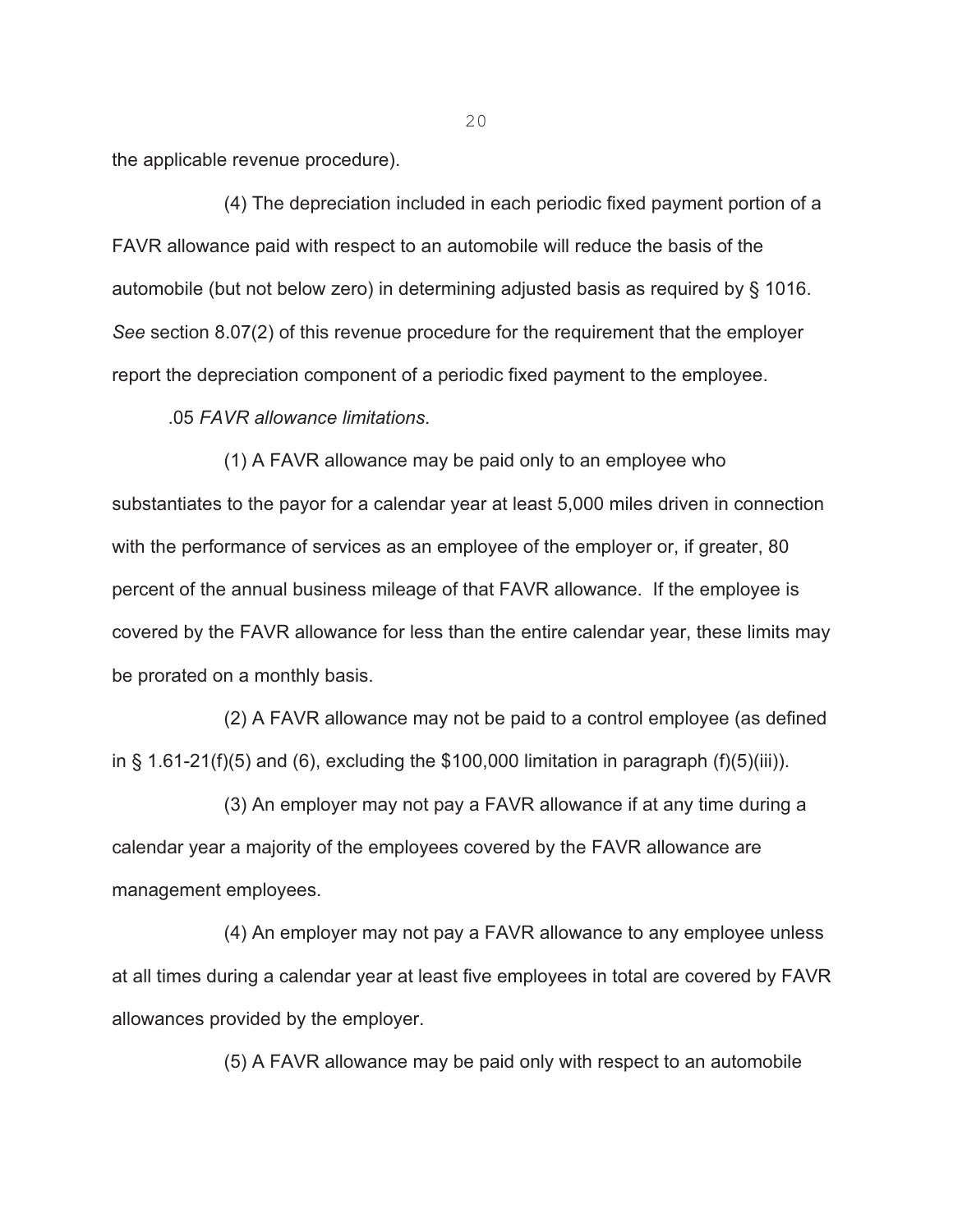the applicable revenue procedure).

(4) The depreciation included in each periodic fixed payment portion of a FAVR allowance paid with respect to an automobile will reduce the basis of the automobile (but not below zero) in determining adjusted basis as required by § 1016. *See* section 8.07(2) of this revenue procedure for the requirement that the employer report the depreciation component of a periodic fixed payment to the employee.

.05 *FAVR allowance limitations*.

(1) A FAVR allowance may be paid only to an employee who substantiates to the payor for a calendar year at least 5,000 miles driven in connection with the performance of services as an employee of the employer or, if greater, 80 percent of the annual business mileage of that FAVR allowance. If the employee is covered by the FAVR allowance for less than the entire calendar year, these limits may be prorated on a monthly basis.

(2) A FAVR allowance may not be paid to a control employee (as defined in § 1.61-21(f)(5) and (6), excluding the $100,000 limitation in paragraph (f)(5)(iii)).

(3) An employer may not pay a FAVR allowance if at any time during a calendar year a majority of the employees covered by the FAVR allowance are management employees.

(4) An employer may not pay a FAVR allowance to any employee unless at all times during a calendar year at least five employees in total are covered by FAVR allowances provided by the employer.

(5) A FAVR allowance may be paid only with respect to an automobile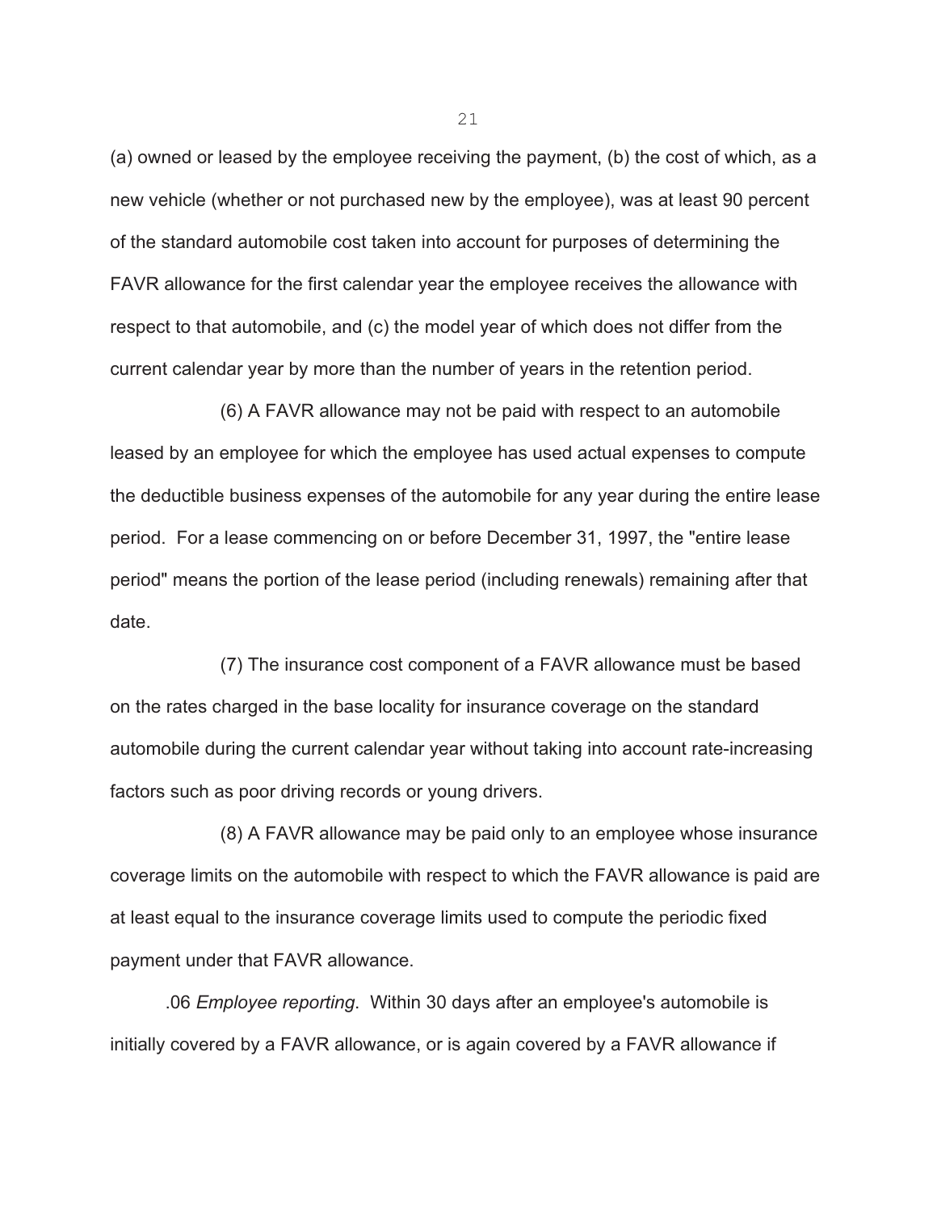(a) owned or leased by the employee receiving the payment, (b) the cost of which, as a new vehicle (whether or not purchased new by the employee), was at least 90 percent of the standard automobile cost taken into account for purposes of determining the FAVR allowance for the first calendar year the employee receives the allowance with respect to that automobile, and (c) the model year of which does not differ from the current calendar year by more than the number of years in the retention period.

(6) A FAVR allowance may not be paid with respect to an automobile leased by an employee for which the employee has used actual expenses to compute the deductible business expenses of the automobile for any year during the entire lease period. For a lease commencing on or before December 31, 1997, the "entire lease period" means the portion of the lease period (including renewals) remaining after that date.

(7) The insurance cost component of a FAVR allowance must be based on the rates charged in the base locality for insurance coverage on the standard automobile during the current calendar year without taking into account rate-increasing factors such as poor driving records or young drivers.

(8) A FAVR allowance may be paid only to an employee whose insurance coverage limits on the automobile with respect to which the FAVR allowance is paid are at least equal to the insurance coverage limits used to compute the periodic fixed payment under that FAVR allowance.

.06 *Employee reporting*. Within 30 days after an employee's automobile is initially covered by a FAVR allowance, or is again covered by a FAVR allowance if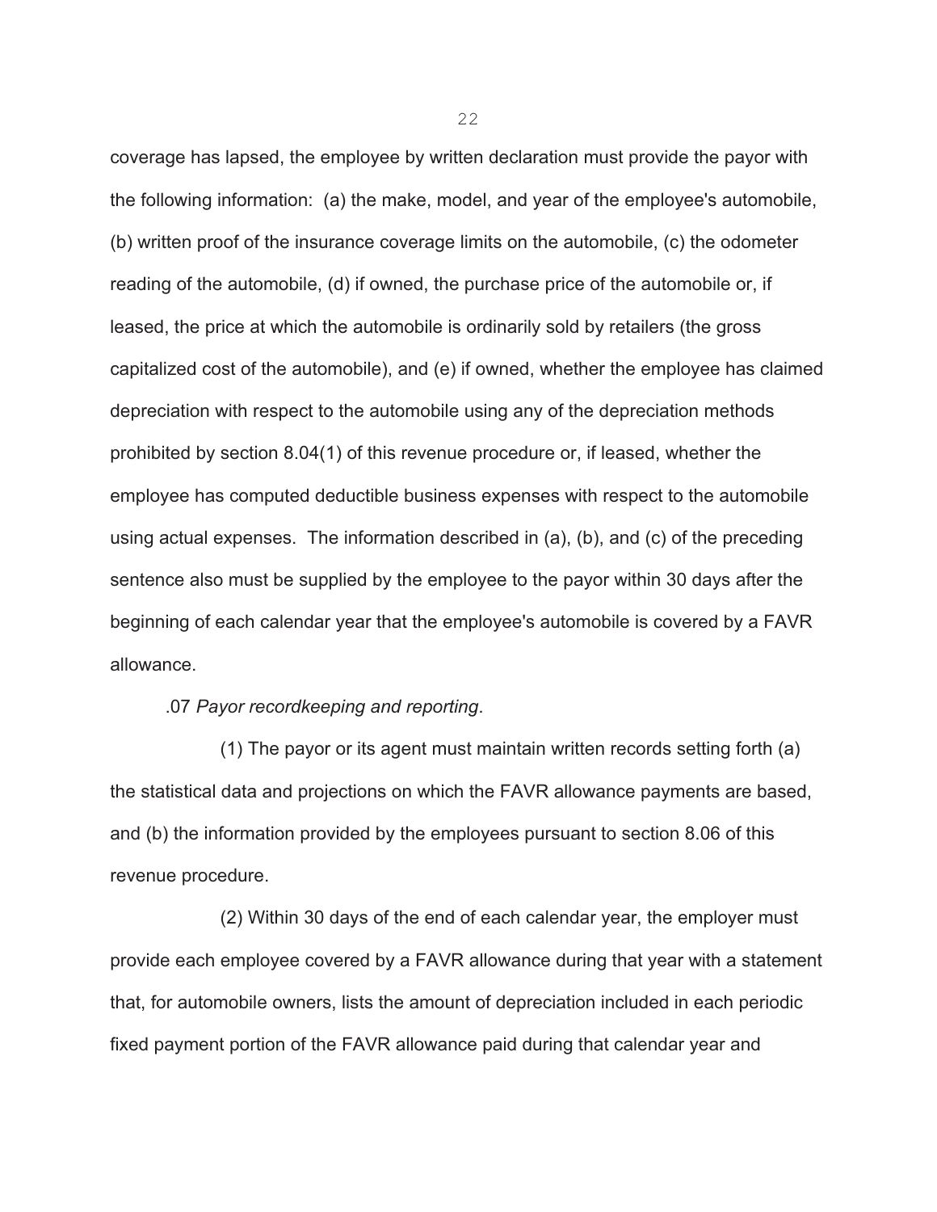coverage has lapsed, the employee by written declaration must provide the payor with the following information: (a) the make, model, and year of the employee's automobile, (b) written proof of the insurance coverage limits on the automobile, (c) the odometer reading of the automobile, (d) if owned, the purchase price of the automobile or, if leased, the price at which the automobile is ordinarily sold by retailers (the gross capitalized cost of the automobile), and (e) if owned, whether the employee has claimed depreciation with respect to the automobile using any of the depreciation methods prohibited by section 8.04(1) of this revenue procedure or, if leased, whether the employee has computed deductible business expenses with respect to the automobile using actual expenses. The information described in (a), (b), and (c) of the preceding sentence also must be supplied by the employee to the payor within 30 days after the beginning of each calendar year that the employee's automobile is covered by a FAVR allowance.

.07 *Payor recordkeeping and reporting*.

(1) The payor or its agent must maintain written records setting forth (a) the statistical data and projections on which the FAVR allowance payments are based, and (b) the information provided by the employees pursuant to section 8.06 of this revenue procedure.

(2) Within 30 days of the end of each calendar year, the employer must provide each employee covered by a FAVR allowance during that year with a statement that, for automobile owners, lists the amount of depreciation included in each periodic fixed payment portion of the FAVR allowance paid during that calendar year and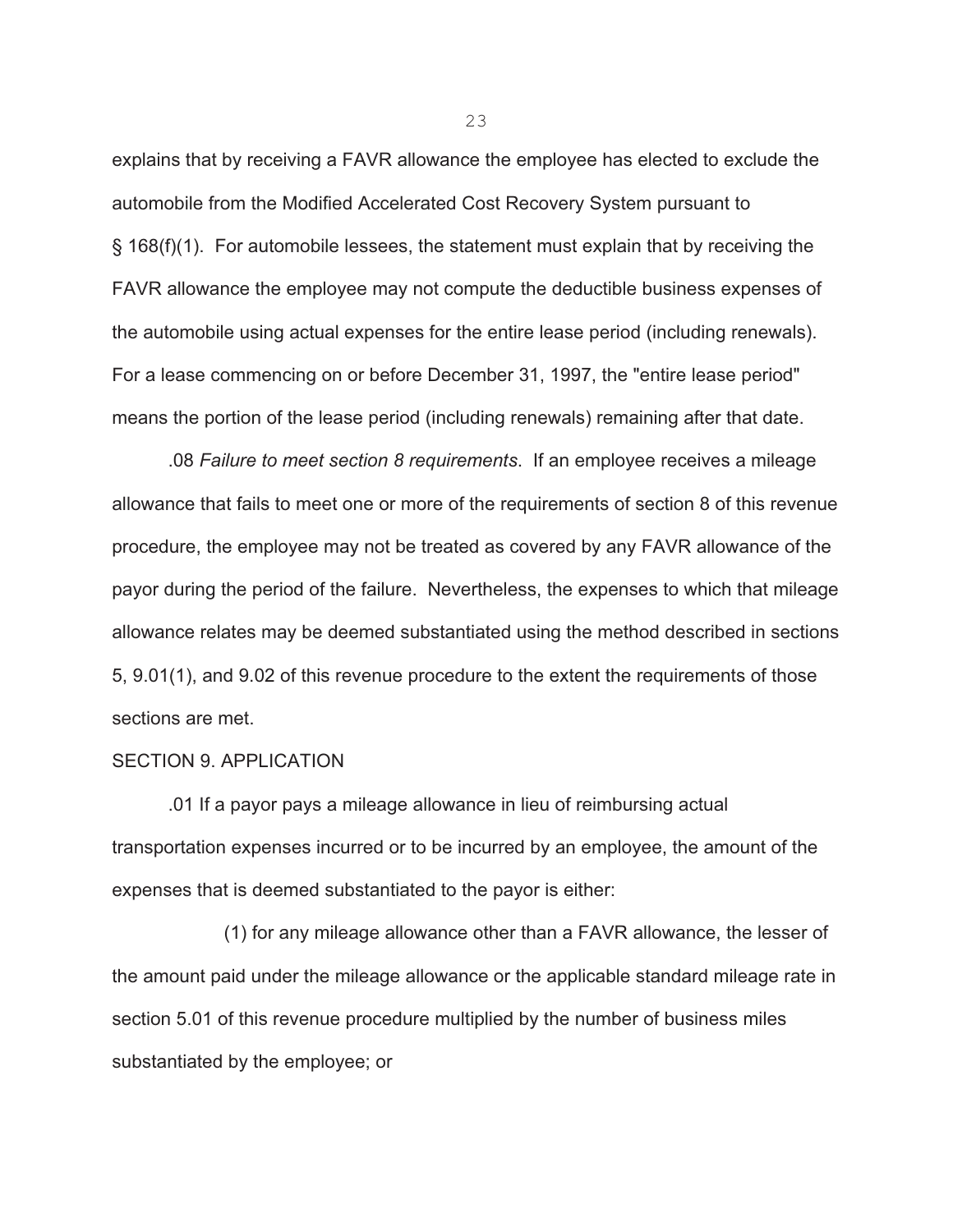explains that by receiving a FAVR allowance the employee has elected to exclude the automobile from the Modified Accelerated Cost Recovery System pursuant to § 168(f)(1). For automobile lessees, the statement must explain that by receiving the FAVR allowance the employee may not compute the deductible business expenses of the automobile using actual expenses for the entire lease period (including renewals). For a lease commencing on or before December 31, 1997, the "entire lease period" means the portion of the lease period (including renewals) remaining after that date.

.08 *Failure to meet section 8 requirements*. If an employee receives a mileage allowance that fails to meet one or more of the requirements of section 8 of this revenue procedure, the employee may not be treated as covered by any FAVR allowance of the payor during the period of the failure. Nevertheless, the expenses to which that mileage allowance relates may be deemed substantiated using the method described in sections 5, 9.01(1), and 9.02 of this revenue procedure to the extent the requirements of those sections are met.

SECTION 9. APPLICATION

.01 If a payor pays a mileage allowance in lieu of reimbursing actual transportation expenses incurred or to be incurred by an employee, the amount of the expenses that is deemed substantiated to the payor is either:

(1) for any mileage allowance other than a FAVR allowance, the lesser of the amount paid under the mileage allowance or the applicable standard mileage rate in section 5.01 of this revenue procedure multiplied by the number of business miles substantiated by the employee; or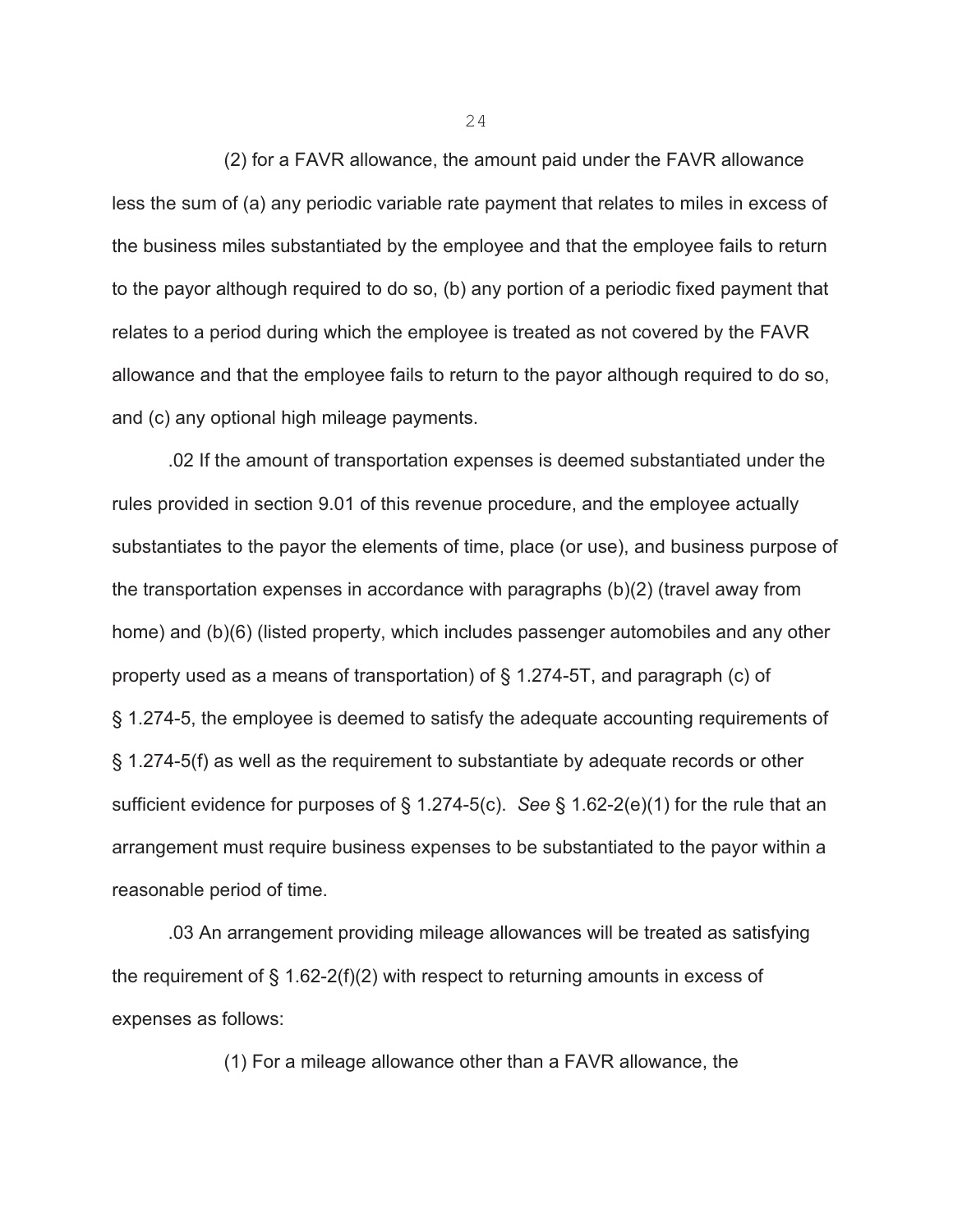(2) for a FAVR allowance, the amount paid under the FAVR allowance less the sum of (a) any periodic variable rate payment that relates to miles in excess of the business miles substantiated by the employee and that the employee fails to return to the payor although required to do so, (b) any portion of a periodic fixed payment that relates to a period during which the employee is treated as not covered by the FAVR allowance and that the employee fails to return to the payor although required to do so, and (c) any optional high mileage payments.

.02 If the amount of transportation expenses is deemed substantiated under the rules provided in section 9.01 of this revenue procedure, and the employee actually substantiates to the payor the elements of time, place (or use), and business purpose of the transportation expenses in accordance with paragraphs (b)(2) (travel away from home) and (b)(6) (listed property, which includes passenger automobiles and any other property used as a means of transportation) of § 1.274-5T, and paragraph (c) of § 1.274-5, the employee is deemed to satisfy the adequate accounting requirements of § 1.274-5(f) as well as the requirement to substantiate by adequate records or other sufficient evidence for purposes of § 1.274-5(c). *See* § 1.62-2(e)(1) for the rule that an arrangement must require business expenses to be substantiated to the payor within a reasonable period of time.

.03 An arrangement providing mileage allowances will be treated as satisfying the requirement of § 1.62-2(f)(2) with respect to returning amounts in excess of expenses as follows:

(1) For a mileage allowance other than a FAVR allowance, the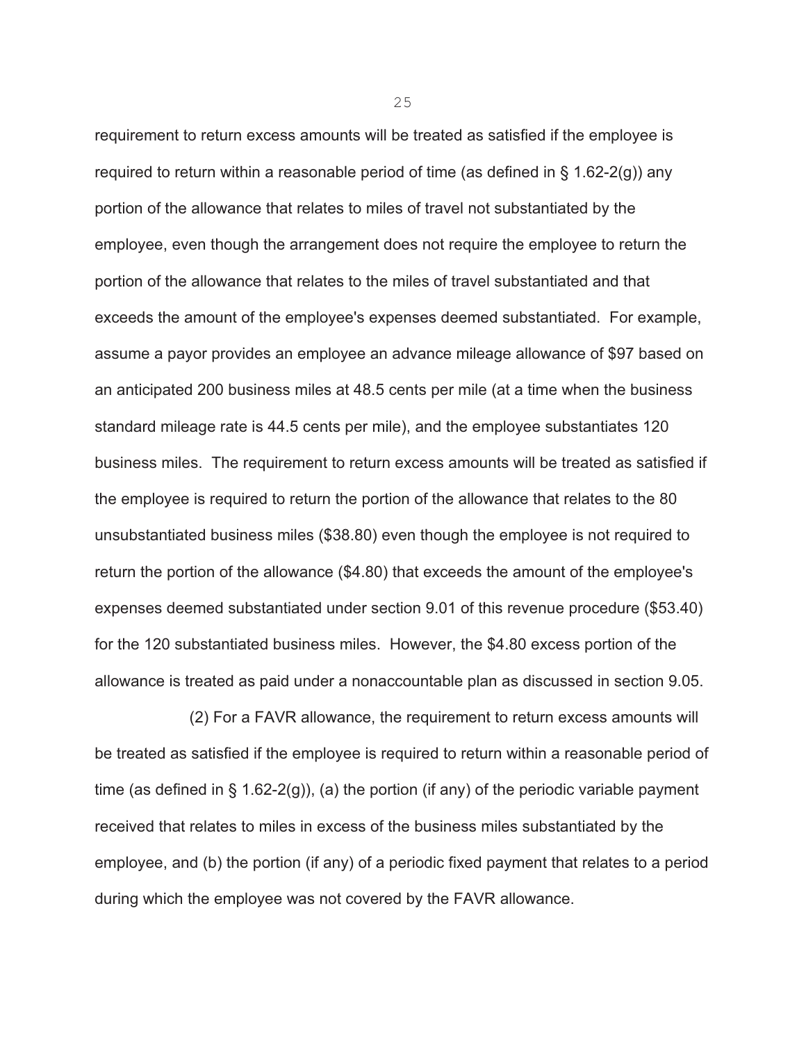requirement to return excess amounts will be treated as satisfied if the employee is required to return within a reasonable period of time (as defined in § 1.62-2(g)) any portion of the allowance that relates to miles of travel not substantiated by the employee, even though the arrangement does not require the employee to return the portion of the allowance that relates to the miles of travel substantiated and that exceeds the amount of the employee's expenses deemed substantiated. For example, assume a payor provides an employee an advance mileage allowance of $97 based on an anticipated 200 business miles at 48.5 cents per mile (at a time when the business standard mileage rate is 44.5 cents per mile), and the employee substantiates 120 business miles. The requirement to return excess amounts will be treated as satisfied if the employee is required to return the portion of the allowance that relates to the 80 unsubstantiated business miles ($38.80) even though the employee is not required to return the portion of the allowance ($4.80) that exceeds the amount of the employee's expenses deemed substantiated under section 9.01 of this revenue procedure ($53.40) for the 120 substantiated business miles. However, the $4.80 excess portion of the allowance is treated as paid under a nonaccountable plan as discussed in section 9.05.

(2) For a FAVR allowance, the requirement to return excess amounts will be treated as satisfied if the employee is required to return within a reasonable period of time (as defined in § 1.62-2(g)), (a) the portion (if any) of the periodic variable payment received that relates to miles in excess of the business miles substantiated by the employee, and (b) the portion (if any) of a periodic fixed payment that relates to a period during which the employee was not covered by the FAVR allowance.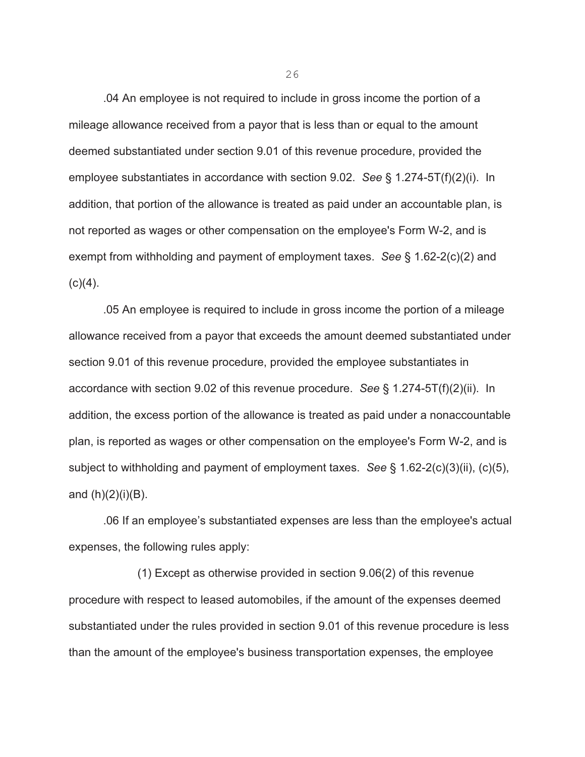.04 An employee is not required to include in gross income the portion of a mileage allowance received from a payor that is less than or equal to the amount deemed substantiated under section 9.01 of this revenue procedure, provided the employee substantiates in accordance with section 9.02. *See* § 1.274-5T(f)(2)(i). In addition, that portion of the allowance is treated as paid under an accountable plan, is not reported as wages or other compensation on the employee's Form W-2, and is exempt from withholding and payment of employment taxes. *See* § 1.62-2(c)(2) and (c)(4).

.05 An employee is required to include in gross income the portion of a mileage allowance received from a payor that exceeds the amount deemed substantiated under section 9.01 of this revenue procedure, provided the employee substantiates in accordance with section 9.02 of this revenue procedure. *See* § 1.274-5T(f)(2)(ii). In addition, the excess portion of the allowance is treated as paid under a nonaccountable plan, is reported as wages or other compensation on the employee's Form W-2, and is subject to withholding and payment of employment taxes. *See* § 1.62-2(c)(3)(ii), (c)(5), and (h)(2)(i)(B).

.06 If an employee's substantiated expenses are less than the employee's actual expenses, the following rules apply:

(1) Except as otherwise provided in section 9.06(2) of this revenue procedure with respect to leased automobiles, if the amount of the expenses deemed substantiated under the rules provided in section 9.01 of this revenue procedure is less than the amount of the employee's business transportation expenses, the employee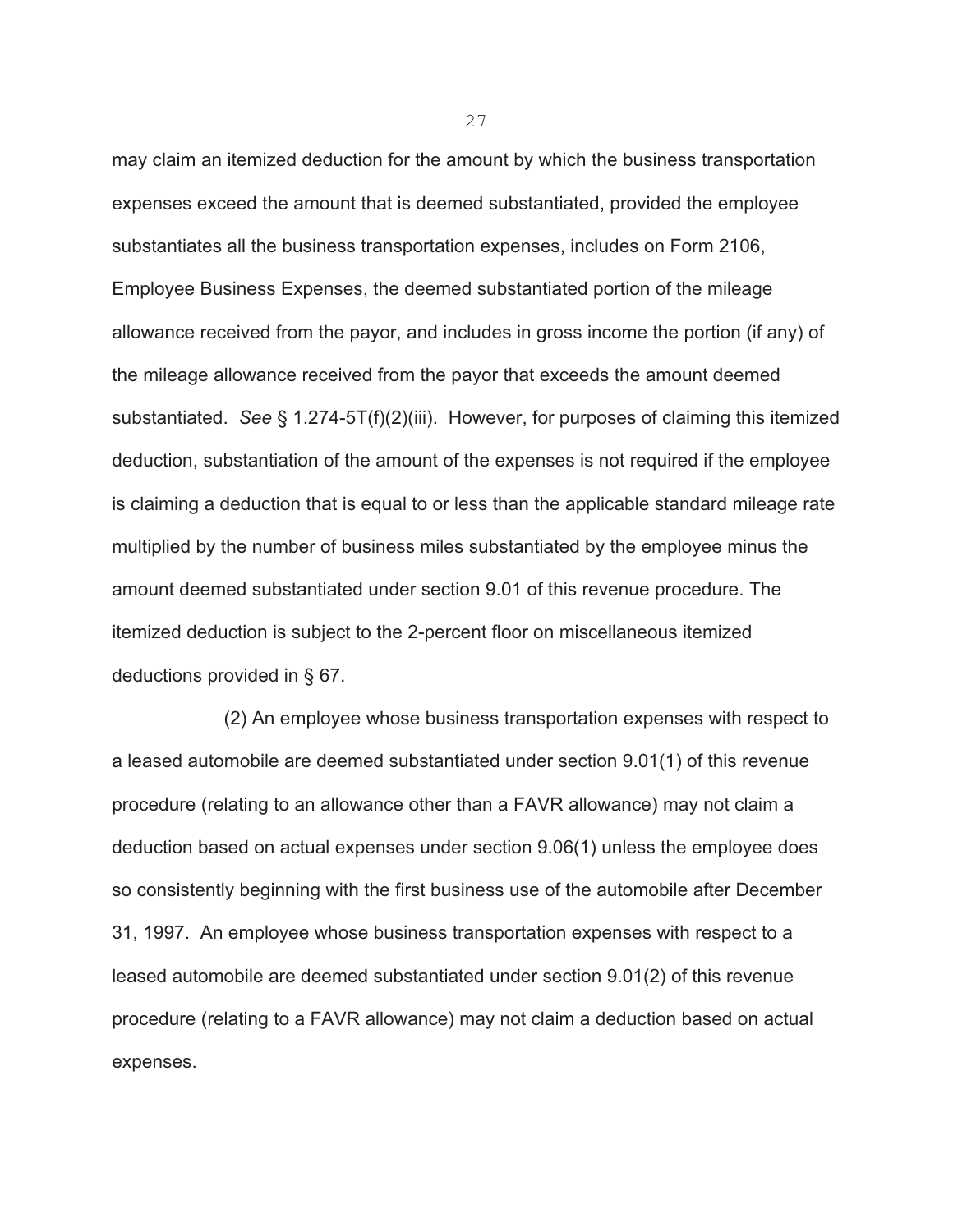may claim an itemized deduction for the amount by which the business transportation expenses exceed the amount that is deemed substantiated, provided the employee substantiates all the business transportation expenses, includes on Form 2106, Employee Business Expenses, the deemed substantiated portion of the mileage allowance received from the payor, and includes in gross income the portion (if any) of the mileage allowance received from the payor that exceeds the amount deemed substantiated. *See* § 1.274-5T(f)(2)(iii). However, for purposes of claiming this itemized deduction, substantiation of the amount of the expenses is not required if the employee is claiming a deduction that is equal to or less than the applicable standard mileage rate multiplied by the number of business miles substantiated by the employee minus the amount deemed substantiated under section 9.01 of this revenue procedure. The itemized deduction is subject to the 2-percent floor on miscellaneous itemized deductions provided in § 67.

(2) An employee whose business transportation expenses with respect to a leased automobile are deemed substantiated under section 9.01(1) of this revenue procedure (relating to an allowance other than a FAVR allowance) may not claim a deduction based on actual expenses under section 9.06(1) unless the employee does so consistently beginning with the first business use of the automobile after December 31, 1997. An employee whose business transportation expenses with respect to a leased automobile are deemed substantiated under section 9.01(2) of this revenue procedure (relating to a FAVR allowance) may not claim a deduction based on actual expenses.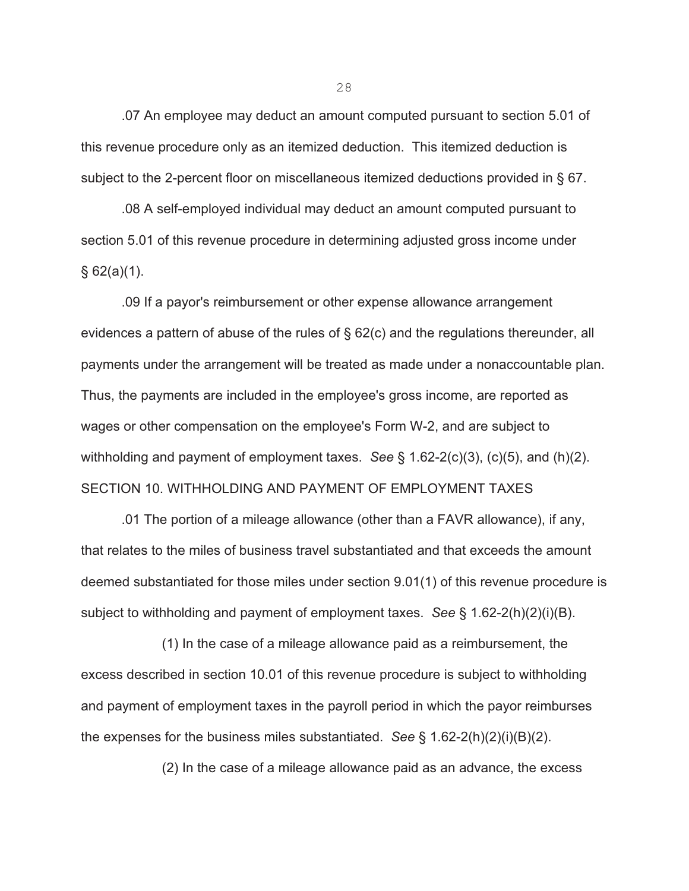.07 An employee may deduct an amount computed pursuant to section 5.01 of this revenue procedure only as an itemized deduction. This itemized deduction is subject to the 2-percent floor on miscellaneous itemized deductions provided in § 67.

.08 A self-employed individual may deduct an amount computed pursuant to section 5.01 of this revenue procedure in determining adjusted gross income under § 62(a)(1).

.09 If a payor's reimbursement or other expense allowance arrangement evidences a pattern of abuse of the rules of § 62(c) and the regulations thereunder, all payments under the arrangement will be treated as made under a nonaccountable plan. Thus, the payments are included in the employee's gross income, are reported as wages or other compensation on the employee's Form W-2, and are subject to withholding and payment of employment taxes. *See* § 1.62-2(c)(3), (c)(5), and (h)(2).

SECTION 10. WITHHOLDING AND PAYMENT OF EMPLOYMENT TAXES

.01 The portion of a mileage allowance (other than a FAVR allowance), if any, that relates to the miles of business travel substantiated and that exceeds the amount deemed substantiated for those miles under section 9.01(1) of this revenue procedure is subject to withholding and payment of employment taxes. *See* § 1.62-2(h)(2)(i)(B).

(1) In the case of a mileage allowance paid as a reimbursement, the excess described in section 10.01 of this revenue procedure is subject to withholding and payment of employment taxes in the payroll period in which the payor reimburses the expenses for the business miles substantiated. *See* § 1.62-2(h)(2)(i)(B)(2).

(2) In the case of a mileage allowance paid as an advance, the excess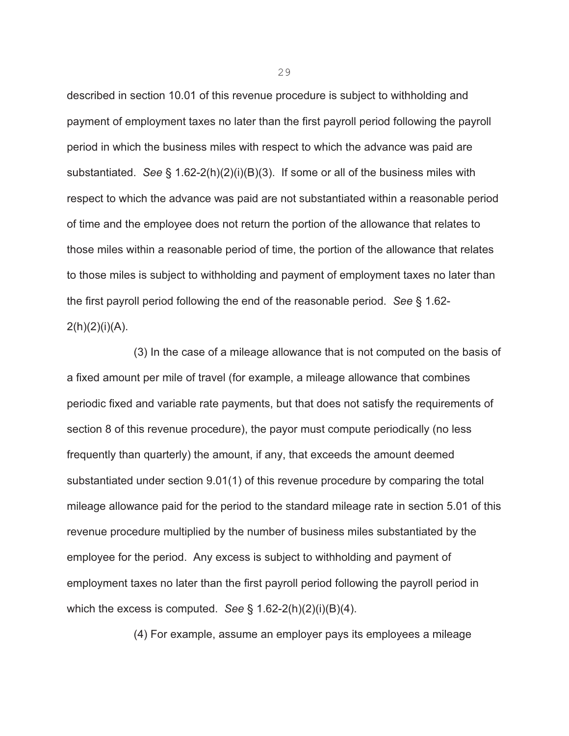described in section 10.01 of this revenue procedure is subject to withholding and payment of employment taxes no later than the first payroll period following the payroll period in which the business miles with respect to which the advance was paid are substantiated. *See* § 1.62-2(h)(2)(i)(B)(3). If some or all of the business miles with respect to which the advance was paid are not substantiated within a reasonable period of time and the employee does not return the portion of the allowance that relates to those miles within a reasonable period of time, the portion of the allowance that relates to those miles is subject to withholding and payment of employment taxes no later than the first payroll period following the end of the reasonable period. *See* § 1.62-2(h)(2)(i)(A).

(3) In the case of a mileage allowance that is not computed on the basis of a fixed amount per mile of travel (for example, a mileage allowance that combines periodic fixed and variable rate payments, but that does not satisfy the requirements of section 8 of this revenue procedure), the payor must compute periodically (no less frequently than quarterly) the amount, if any, that exceeds the amount deemed substantiated under section 9.01(1) of this revenue procedure by comparing the total mileage allowance paid for the period to the standard mileage rate in section 5.01 of this revenue procedure multiplied by the number of business miles substantiated by the employee for the period. Any excess is subject to withholding and payment of employment taxes no later than the first payroll period following the payroll period in which the excess is computed. *See* § 1.62-2(h)(2)(i)(B)(4).

(4) For example, assume an employer pays its employees a mileage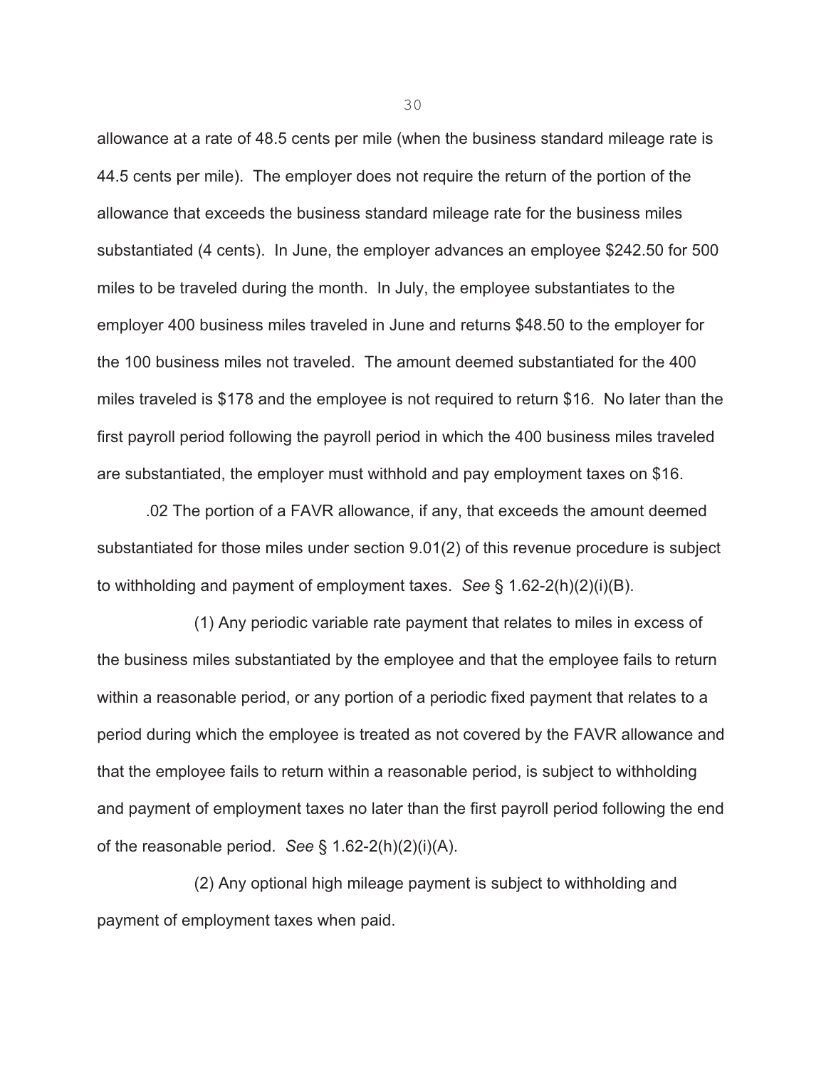allowance at a rate of 48.5 cents per mile (when the business standard mileage rate is 44.5 cents per mile). The employer does not require the return of the portion of the allowance that exceeds the business standard mileage rate for the business miles substantiated (4 cents). In June, the employer advances an employee $242.50 for 500 miles to be traveled during the month. In July, the employee substantiates to the employer 400 business miles traveled in June and returns $48.50 to the employer for the 100 business miles not traveled. The amount deemed substantiated for the 400 miles traveled is $178 and the employee is not required to return $16. No later than the first payroll period following the payroll period in which the 400 business miles traveled are substantiated, the employer must withhold and pay employment taxes on $16.

.02 The portion of a FAVR allowance, if any, that exceeds the amount deemed substantiated for those miles under section 9.01(2) of this revenue procedure is subject to withholding and payment of employment taxes. *See* § 1.62-2(h)(2)(i)(B).

(1) Any periodic variable rate payment that relates to miles in excess of the business miles substantiated by the employee and that the employee fails to return within a reasonable period, or any portion of a periodic fixed payment that relates to a period during which the employee is treated as not covered by the FAVR allowance and that the employee fails to return within a reasonable period, is subject to withholding and payment of employment taxes no later than the first payroll period following the end of the reasonable period. *See* § 1.62-2(h)(2)(i)(A).

(2) Any optional high mileage payment is subject to withholding and payment of employment taxes when paid.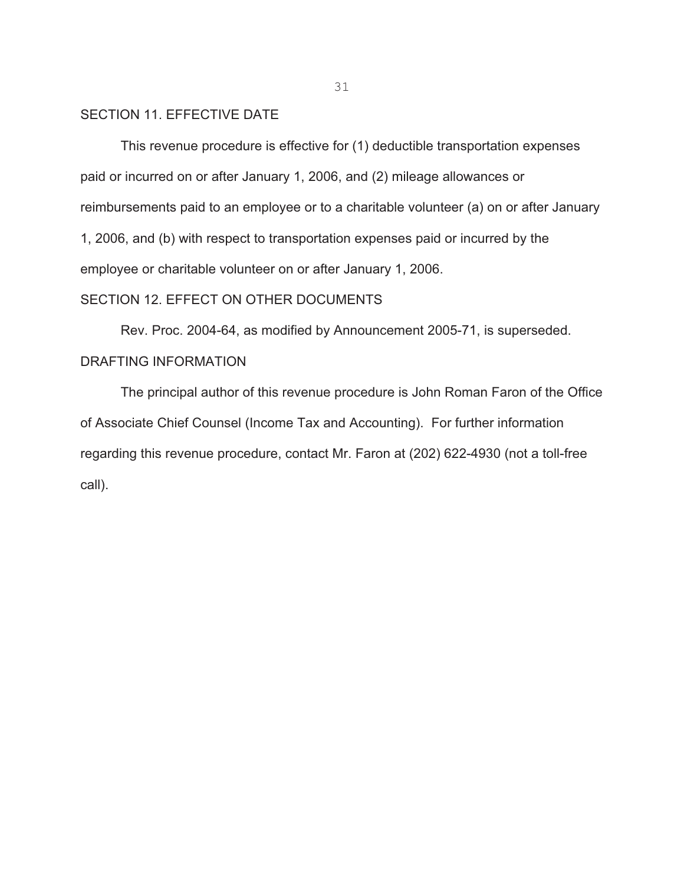## SECTION 11. EFFECTIVE DATE

This revenue procedure is effective for (1) deductible transportation expenses paid or incurred on or after January 1, 2006, and (2) mileage allowances or reimbursements paid to an employee or to a charitable volunteer (a) on or after January 1, 2006, and (b) with respect to transportation expenses paid or incurred by the employee or charitable volunteer on or after January 1, 2006.

## SECTION 12. EFFECT ON OTHER DOCUMENTS

Rev. Proc. 2004-64, as modified by Announcement 2005-71, is superseded.

## DRAFTING INFORMATION

The principal author of this revenue procedure is John Roman Faron of the Office of Associate Chief Counsel (Income Tax and Accounting). For further information regarding this revenue procedure, contact Mr. Faron at (202) 622-4930 (not a toll-free call).